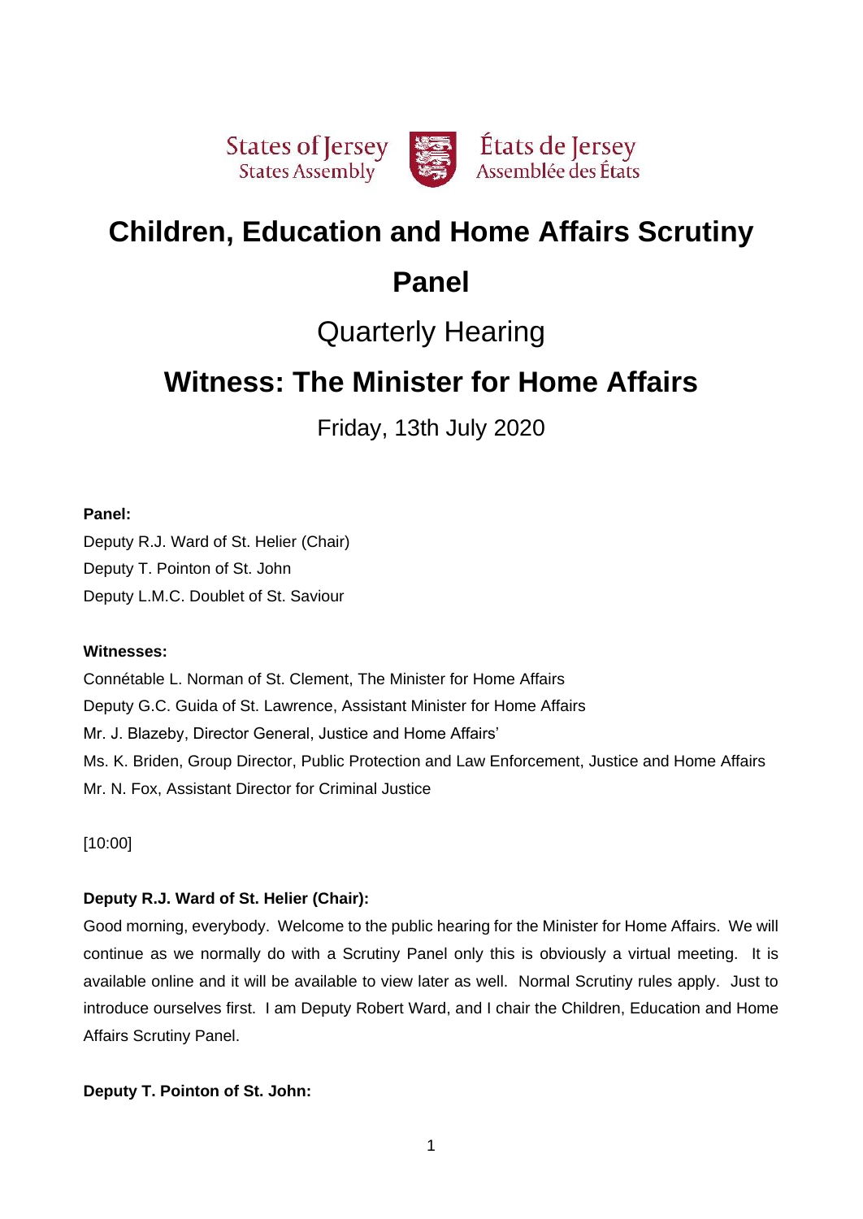States of Jersey
States Assembly

États de Jersey
Assemblée des États

# Children, Education and Home Affairs Scrutiny Panel

## Quarterly Hearing

# Witness: The Minister for Home Affairs

Friday, 13th July 2020

**Panel:**

Deputy R.J. Ward of St. Helier (Chair)
Deputy T. Pointon of St. John
Deputy L.M.C. Doublet of St. Saviour

**Witnesses:**

Connétable L. Norman of St. Clement, The Minister for Home Affairs
Deputy G.C. Guida of St. Lawrence, Assistant Minister for Home Affairs
Mr. J. Blazeby, Director General, Justice and Home Affairs'
Ms. K. Briden, Group Director, Public Protection and Law Enforcement, Justice and Home Affairs
Mr. N. Fox, Assistant Director for Criminal Justice

[10:00]

**Deputy R.J. Ward of St. Helier (Chair):**

Good morning, everybody. Welcome to the public hearing for the Minister for Home Affairs. We will continue as we normally do with a Scrutiny Panel only this is obviously a virtual meeting. It is available online and it will be available to view later as well. Normal Scrutiny rules apply. Just to introduce ourselves first. I am Deputy Robert Ward, and I chair the Children, Education and Home Affairs Scrutiny Panel.

**Deputy T. Pointon of St. John:**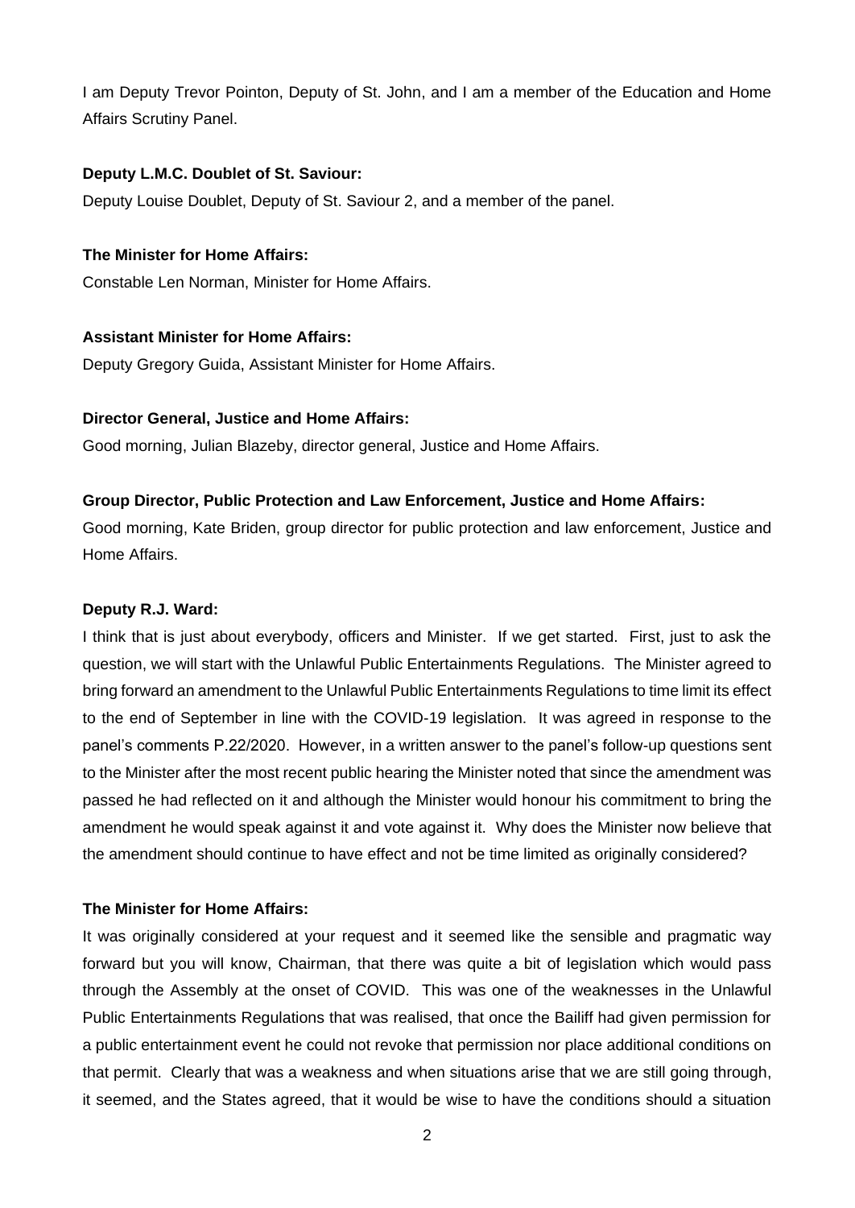I am Deputy Trevor Pointon, Deputy of St. John, and I am a member of the Education and Home Affairs Scrutiny Panel.

**Deputy L.M.C. Doublet of St. Saviour:**

Deputy Louise Doublet, Deputy of St. Saviour 2, and a member of the panel.

**The Minister for Home Affairs:**

Constable Len Norman, Minister for Home Affairs.

**Assistant Minister for Home Affairs:**

Deputy Gregory Guida, Assistant Minister for Home Affairs.

**Director General, Justice and Home Affairs:**

Good morning, Julian Blazeby, director general, Justice and Home Affairs.

**Group Director, Public Protection and Law Enforcement, Justice and Home Affairs:**

Good morning, Kate Briden, group director for public protection and law enforcement, Justice and Home Affairs.

**Deputy R.J. Ward:**

I think that is just about everybody, officers and Minister. If we get started. First, just to ask the question, we will start with the Unlawful Public Entertainments Regulations. The Minister agreed to bring forward an amendment to the Unlawful Public Entertainments Regulations to time limit its effect to the end of September in line with the COVID-19 legislation. It was agreed in response to the panel's comments P.22/2020. However, in a written answer to the panel's follow-up questions sent to the Minister after the most recent public hearing the Minister noted that since the amendment was passed he had reflected on it and although the Minister would honour his commitment to bring the amendment he would speak against it and vote against it. Why does the Minister now believe that the amendment should continue to have effect and not be time limited as originally considered?

**The Minister for Home Affairs:**

It was originally considered at your request and it seemed like the sensible and pragmatic way forward but you will know, Chairman, that there was quite a bit of legislation which would pass through the Assembly at the onset of COVID. This was one of the weaknesses in the Unlawful Public Entertainments Regulations that was realised, that once the Bailiff had given permission for a public entertainment event he could not revoke that permission nor place additional conditions on that permit. Clearly that was a weakness and when situations arise that we are still going through, it seemed, and the States agreed, that it would be wise to have the conditions should a situation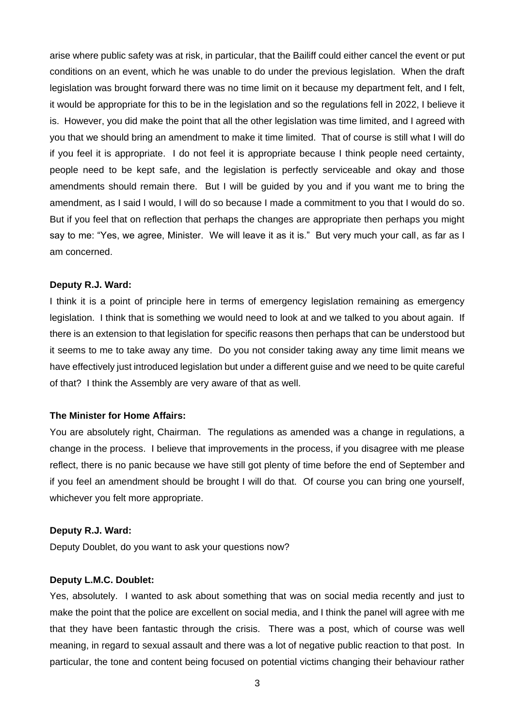arise where public safety was at risk, in particular, that the Bailiff could either cancel the event or put conditions on an event, which he was unable to do under the previous legislation. When the draft legislation was brought forward there was no time limit on it because my department felt, and I felt, it would be appropriate for this to be in the legislation and so the regulations fell in 2022, I believe it is. However, you did make the point that all the other legislation was time limited, and I agreed with you that we should bring an amendment to make it time limited. That of course is still what I will do if you feel it is appropriate. I do not feel it is appropriate because I think people need certainty, people need to be kept safe, and the legislation is perfectly serviceable and okay and those amendments should remain there. But I will be guided by you and if you want me to bring the amendment, as I said I would, I will do so because I made a commitment to you that I would do so. But if you feel that on reflection that perhaps the changes are appropriate then perhaps you might say to me: "Yes, we agree, Minister. We will leave it as it is." But very much your call, as far as I am concerned.

**Deputy R.J. Ward:**

I think it is a point of principle here in terms of emergency legislation remaining as emergency legislation. I think that is something we would need to look at and we talked to you about again. If there is an extension to that legislation for specific reasons then perhaps that can be understood but it seems to me to take away any time. Do you not consider taking away any time limit means we have effectively just introduced legislation but under a different guise and we need to be quite careful of that? I think the Assembly are very aware of that as well.

**The Minister for Home Affairs:**

You are absolutely right, Chairman. The regulations as amended was a change in regulations, a change in the process. I believe that improvements in the process, if you disagree with me please reflect, there is no panic because we have still got plenty of time before the end of September and if you feel an amendment should be brought I will do that. Of course you can bring one yourself, whichever you felt more appropriate.

**Deputy R.J. Ward:**

Deputy Doublet, do you want to ask your questions now?

**Deputy L.M.C. Doublet:**

Yes, absolutely. I wanted to ask about something that was on social media recently and just to make the point that the police are excellent on social media, and I think the panel will agree with me that they have been fantastic through the crisis. There was a post, which of course was well meaning, in regard to sexual assault and there was a lot of negative public reaction to that post. In particular, the tone and content being focused on potential victims changing their behaviour rather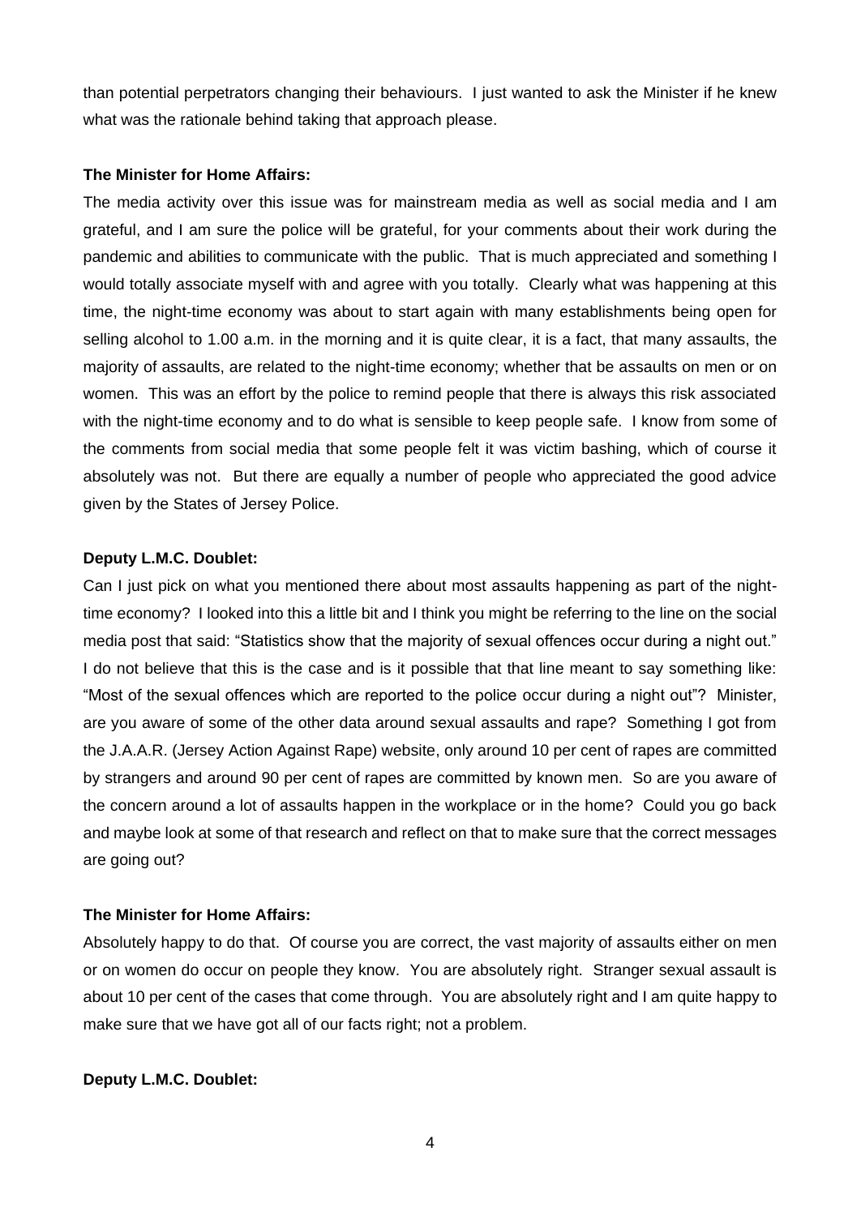than potential perpetrators changing their behaviours. I just wanted to ask the Minister if he knew what was the rationale behind taking that approach please.

**The Minister for Home Affairs:**

The media activity over this issue was for mainstream media as well as social media and I am grateful, and I am sure the police will be grateful, for your comments about their work during the pandemic and abilities to communicate with the public. That is much appreciated and something I would totally associate myself with and agree with you totally. Clearly what was happening at this time, the night-time economy was about to start again with many establishments being open for selling alcohol to 1.00 a.m. in the morning and it is quite clear, it is a fact, that many assaults, the majority of assaults, are related to the night-time economy; whether that be assaults on men or on women. This was an effort by the police to remind people that there is always this risk associated with the night-time economy and to do what is sensible to keep people safe. I know from some of the comments from social media that some people felt it was victim bashing, which of course it absolutely was not. But there are equally a number of people who appreciated the good advice given by the States of Jersey Police.

**Deputy L.M.C. Doublet:**

Can I just pick on what you mentioned there about most assaults happening as part of the night-time economy? I looked into this a little bit and I think you might be referring to the line on the social media post that said: "Statistics show that the majority of sexual offences occur during a night out." I do not believe that this is the case and is it possible that that line meant to say something like: "Most of the sexual offences which are reported to the police occur during a night out"? Minister, are you aware of some of the other data around sexual assaults and rape? Something I got from the J.A.A.R. (Jersey Action Against Rape) website, only around 10 per cent of rapes are committed by strangers and around 90 per cent of rapes are committed by known men. So are you aware of the concern around a lot of assaults happen in the workplace or in the home? Could you go back and maybe look at some of that research and reflect on that to make sure that the correct messages are going out?

**The Minister for Home Affairs:**

Absolutely happy to do that. Of course you are correct, the vast majority of assaults either on men or on women do occur on people they know. You are absolutely right. Stranger sexual assault is about 10 per cent of the cases that come through. You are absolutely right and I am quite happy to make sure that we have got all of our facts right; not a problem.

**Deputy L.M.C. Doublet:**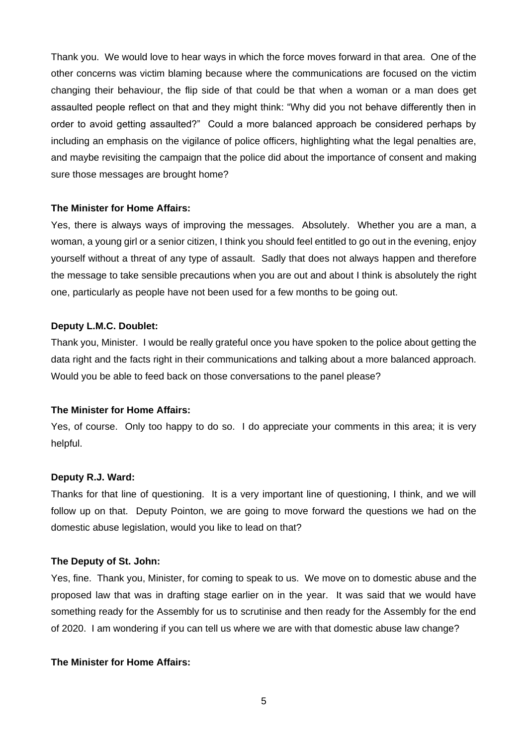Thank you. We would love to hear ways in which the force moves forward in that area. One of the other concerns was victim blaming because where the communications are focused on the victim changing their behaviour, the flip side of that could be that when a woman or a man does get assaulted people reflect on that and they might think: "Why did you not behave differently then in order to avoid getting assaulted?" Could a more balanced approach be considered perhaps by including an emphasis on the vigilance of police officers, highlighting what the legal penalties are, and maybe revisiting the campaign that the police did about the importance of consent and making sure those messages are brought home?

**The Minister for Home Affairs:**

Yes, there is always ways of improving the messages. Absolutely. Whether you are a man, a woman, a young girl or a senior citizen, I think you should feel entitled to go out in the evening, enjoy yourself without a threat of any type of assault. Sadly that does not always happen and therefore the message to take sensible precautions when you are out and about I think is absolutely the right one, particularly as people have not been used for a few months to be going out.

**Deputy L.M.C. Doublet:**

Thank you, Minister. I would be really grateful once you have spoken to the police about getting the data right and the facts right in their communications and talking about a more balanced approach. Would you be able to feed back on those conversations to the panel please?

**The Minister for Home Affairs:**

Yes, of course. Only too happy to do so. I do appreciate your comments in this area; it is very helpful.

**Deputy R.J. Ward:**

Thanks for that line of questioning. It is a very important line of questioning, I think, and we will follow up on that. Deputy Pointon, we are going to move forward the questions we had on the domestic abuse legislation, would you like to lead on that?

**The Deputy of St. John:**

Yes, fine. Thank you, Minister, for coming to speak to us. We move on to domestic abuse and the proposed law that was in drafting stage earlier on in the year. It was said that we would have something ready for the Assembly for us to scrutinise and then ready for the Assembly for the end of 2020. I am wondering if you can tell us where we are with that domestic abuse law change?

**The Minister for Home Affairs:**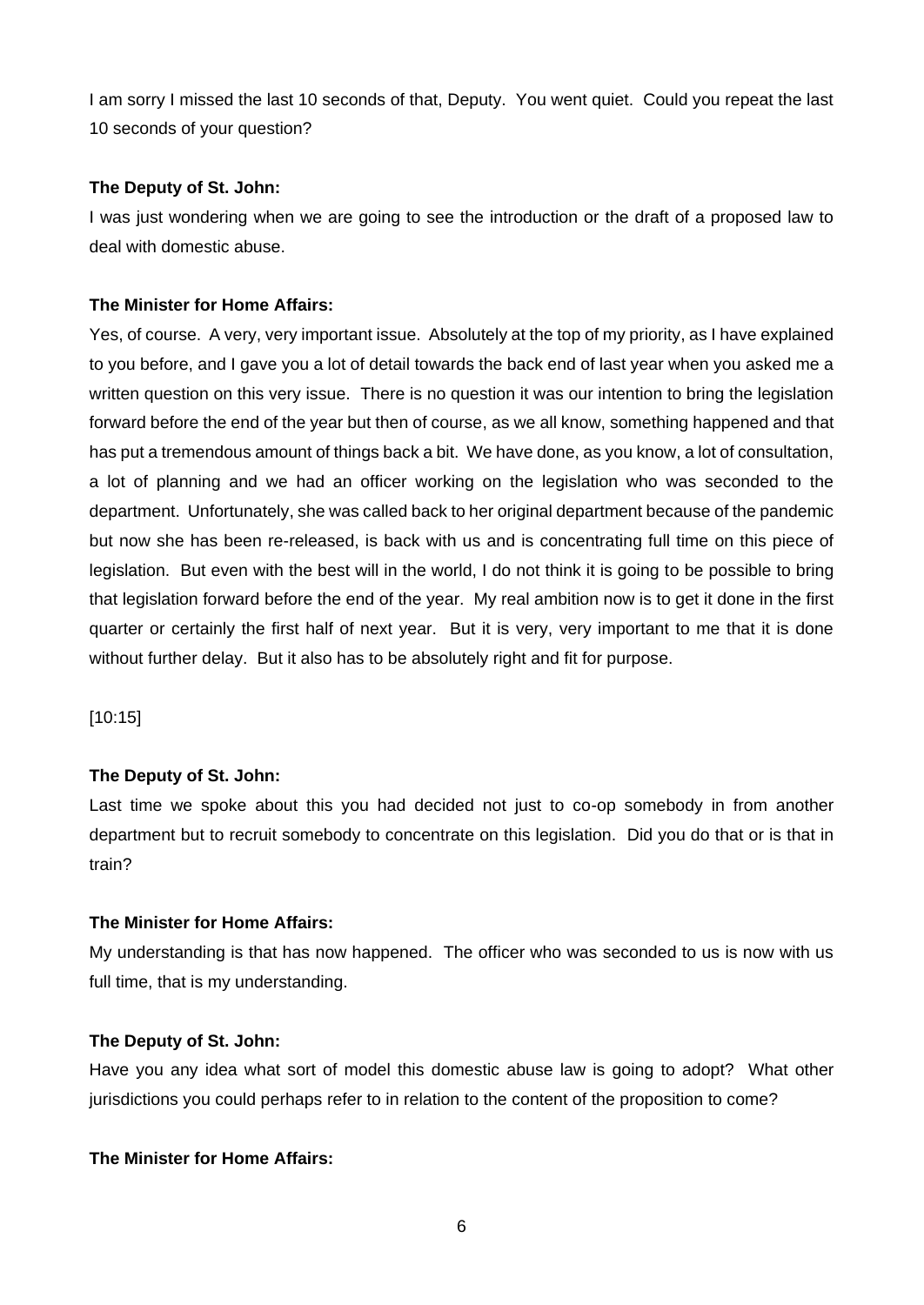I am sorry I missed the last 10 seconds of that, Deputy. You went quiet. Could you repeat the last 10 seconds of your question?

**The Deputy of St. John:**

I was just wondering when we are going to see the introduction or the draft of a proposed law to deal with domestic abuse.

**The Minister for Home Affairs:**

Yes, of course. A very, very important issue. Absolutely at the top of my priority, as I have explained to you before, and I gave you a lot of detail towards the back end of last year when you asked me a written question on this very issue. There is no question it was our intention to bring the legislation forward before the end of the year but then of course, as we all know, something happened and that has put a tremendous amount of things back a bit. We have done, as you know, a lot of consultation, a lot of planning and we had an officer working on the legislation who was seconded to the department. Unfortunately, she was called back to her original department because of the pandemic but now she has been re-released, is back with us and is concentrating full time on this piece of legislation. But even with the best will in the world, I do not think it is going to be possible to bring that legislation forward before the end of the year. My real ambition now is to get it done in the first quarter or certainly the first half of next year. But it is very, very important to me that it is done without further delay. But it also has to be absolutely right and fit for purpose.

[10:15]

**The Deputy of St. John:**

Last time we spoke about this you had decided not just to co-op somebody in from another department but to recruit somebody to concentrate on this legislation. Did you do that or is that in train?

**The Minister for Home Affairs:**

My understanding is that has now happened. The officer who was seconded to us is now with us full time, that is my understanding.

**The Deputy of St. John:**

Have you any idea what sort of model this domestic abuse law is going to adopt? What other jurisdictions you could perhaps refer to in relation to the content of the proposition to come?

**The Minister for Home Affairs:**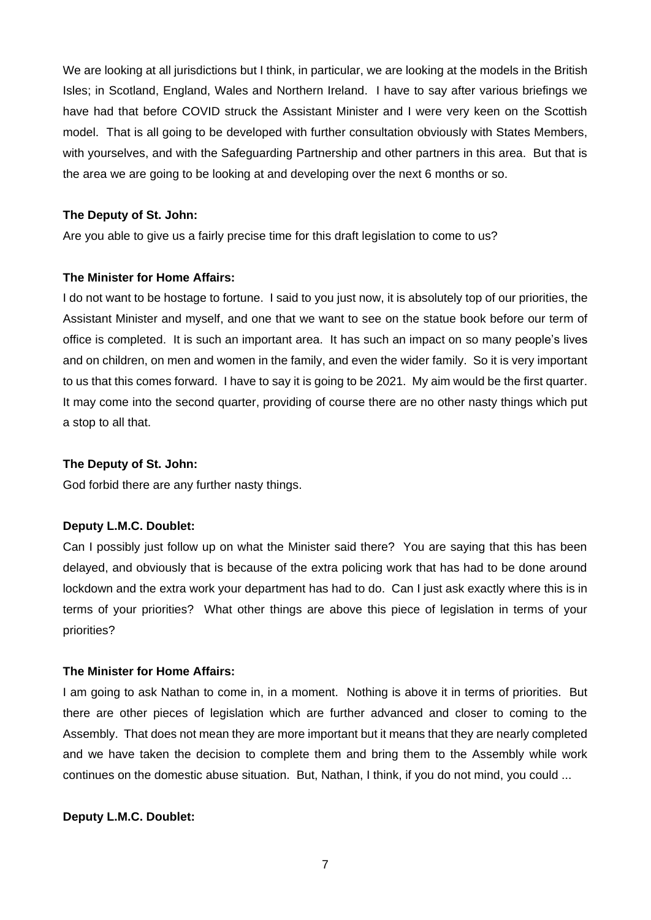We are looking at all jurisdictions but I think, in particular, we are looking at the models in the British Isles; in Scotland, England, Wales and Northern Ireland. I have to say after various briefings we have had that before COVID struck the Assistant Minister and I were very keen on the Scottish model. That is all going to be developed with further consultation obviously with States Members, with yourselves, and with the Safeguarding Partnership and other partners in this area. But that is the area we are going to be looking at and developing over the next 6 months or so.

**The Deputy of St. John:**

Are you able to give us a fairly precise time for this draft legislation to come to us?

**The Minister for Home Affairs:**

I do not want to be hostage to fortune. I said to you just now, it is absolutely top of our priorities, the Assistant Minister and myself, and one that we want to see on the statue book before our term of office is completed. It is such an important area. It has such an impact on so many people's lives and on children, on men and women in the family, and even the wider family. So it is very important to us that this comes forward. I have to say it is going to be 2021. My aim would be the first quarter. It may come into the second quarter, providing of course there are no other nasty things which put a stop to all that.

**The Deputy of St. John:**

God forbid there are any further nasty things.

**Deputy L.M.C. Doublet:**

Can I possibly just follow up on what the Minister said there? You are saying that this has been delayed, and obviously that is because of the extra policing work that has had to be done around lockdown and the extra work your department has had to do. Can I just ask exactly where this is in terms of your priorities? What other things are above this piece of legislation in terms of your priorities?

**The Minister for Home Affairs:**

I am going to ask Nathan to come in, in a moment. Nothing is above it in terms of priorities. But there are other pieces of legislation which are further advanced and closer to coming to the Assembly. That does not mean they are more important but it means that they are nearly completed and we have taken the decision to complete them and bring them to the Assembly while work continues on the domestic abuse situation. But, Nathan, I think, if you do not mind, you could ...

**Deputy L.M.C. Doublet:**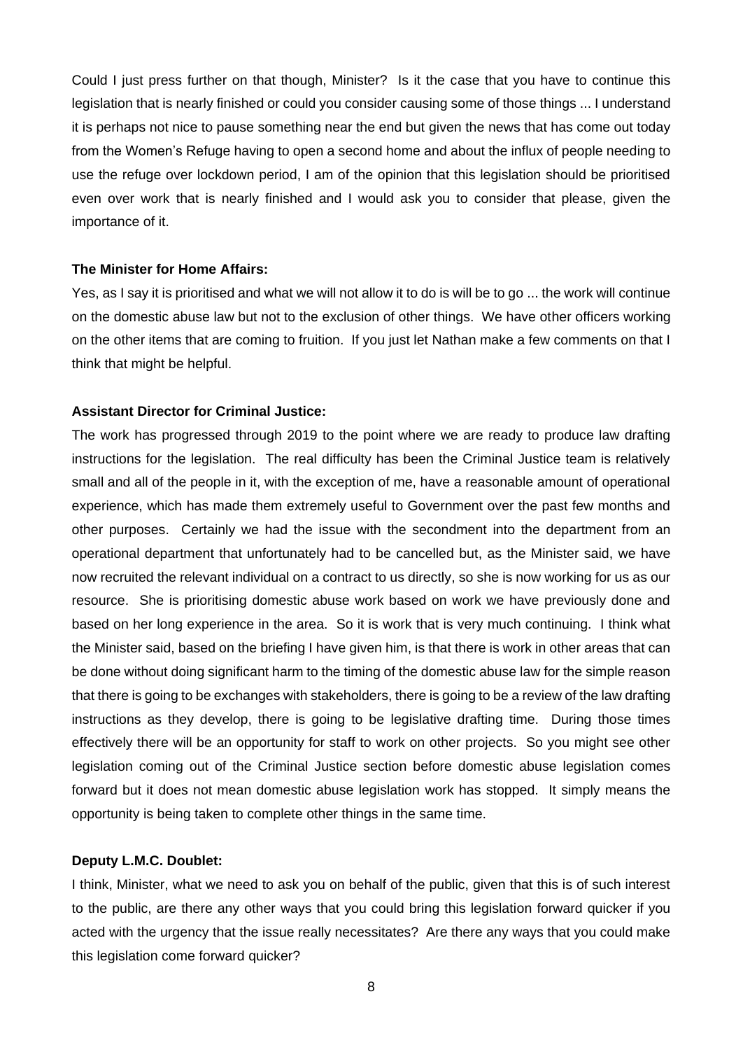Could I just press further on that though, Minister? Is it the case that you have to continue this legislation that is nearly finished or could you consider causing some of those things ... I understand it is perhaps not nice to pause something near the end but given the news that has come out today from the Women's Refuge having to open a second home and about the influx of people needing to use the refuge over lockdown period, I am of the opinion that this legislation should be prioritised even over work that is nearly finished and I would ask you to consider that please, given the importance of it.

**The Minister for Home Affairs:**

Yes, as I say it is prioritised and what we will not allow it to do is will be to go ... the work will continue on the domestic abuse law but not to the exclusion of other things. We have other officers working on the other items that are coming to fruition. If you just let Nathan make a few comments on that I think that might be helpful.

**Assistant Director for Criminal Justice:**

The work has progressed through 2019 to the point where we are ready to produce law drafting instructions for the legislation. The real difficulty has been the Criminal Justice team is relatively small and all of the people in it, with the exception of me, have a reasonable amount of operational experience, which has made them extremely useful to Government over the past few months and other purposes. Certainly we had the issue with the secondment into the department from an operational department that unfortunately had to be cancelled but, as the Minister said, we have now recruited the relevant individual on a contract to us directly, so she is now working for us as our resource. She is prioritising domestic abuse work based on work we have previously done and based on her long experience in the area. So it is work that is very much continuing. I think what the Minister said, based on the briefing I have given him, is that there is work in other areas that can be done without doing significant harm to the timing of the domestic abuse law for the simple reason that there is going to be exchanges with stakeholders, there is going to be a review of the law drafting instructions as they develop, there is going to be legislative drafting time. During those times effectively there will be an opportunity for staff to work on other projects. So you might see other legislation coming out of the Criminal Justice section before domestic abuse legislation comes forward but it does not mean domestic abuse legislation work has stopped. It simply means the opportunity is being taken to complete other things in the same time.

**Deputy L.M.C. Doublet:**

I think, Minister, what we need to ask you on behalf of the public, given that this is of such interest to the public, are there any other ways that you could bring this legislation forward quicker if you acted with the urgency that the issue really necessitates? Are there any ways that you could make this legislation come forward quicker?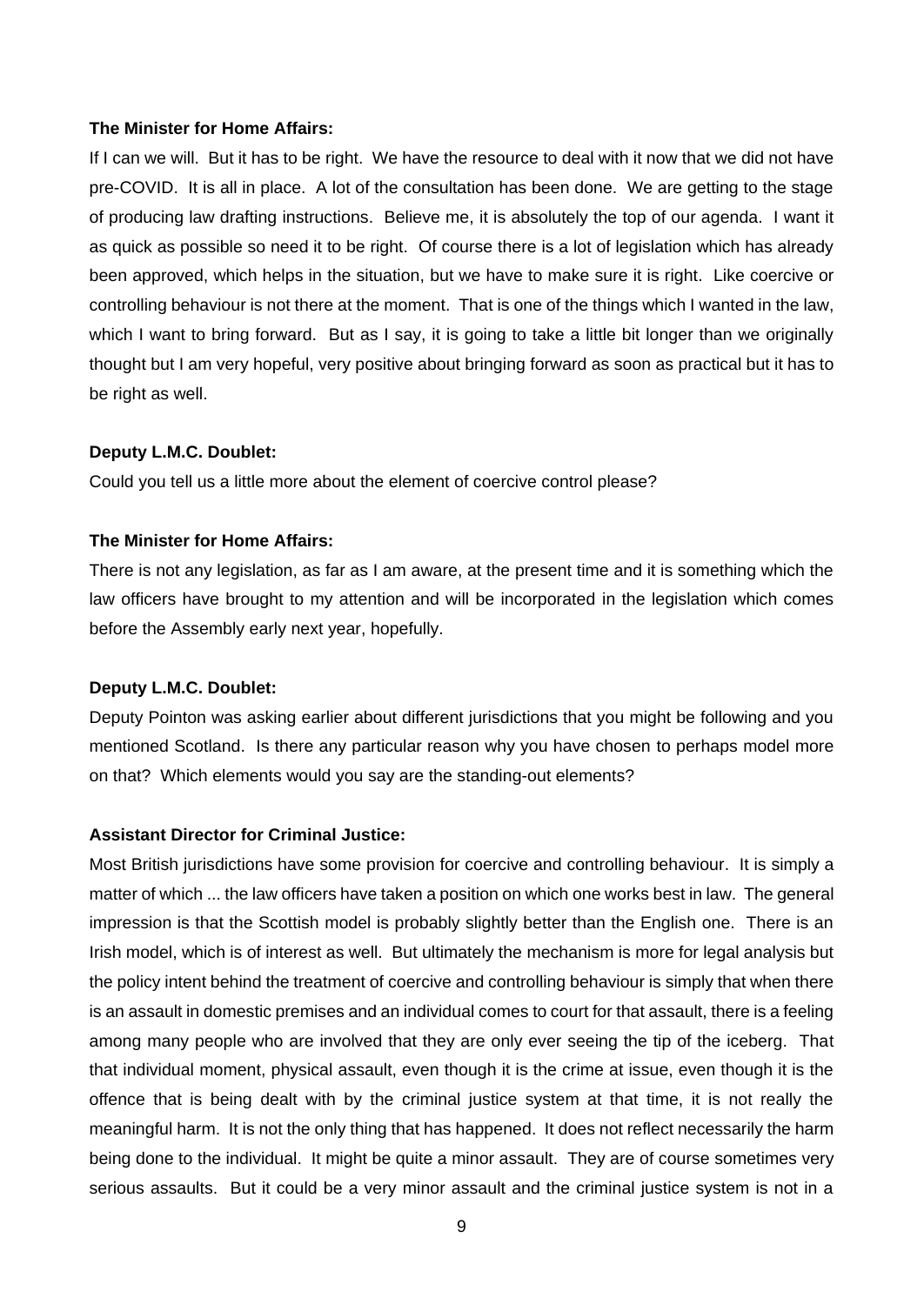**The Minister for Home Affairs:**

If I can we will. But it has to be right. We have the resource to deal with it now that we did not have pre-COVID. It is all in place. A lot of the consultation has been done. We are getting to the stage of producing law drafting instructions. Believe me, it is absolutely the top of our agenda. I want it as quick as possible so need it to be right. Of course there is a lot of legislation which has already been approved, which helps in the situation, but we have to make sure it is right. Like coercive or controlling behaviour is not there at the moment. That is one of the things which I wanted in the law, which I want to bring forward. But as I say, it is going to take a little bit longer than we originally thought but I am very hopeful, very positive about bringing forward as soon as practical but it has to be right as well.

**Deputy L.M.C. Doublet:**

Could you tell us a little more about the element of coercive control please?

**The Minister for Home Affairs:**

There is not any legislation, as far as I am aware, at the present time and it is something which the law officers have brought to my attention and will be incorporated in the legislation which comes before the Assembly early next year, hopefully.

**Deputy L.M.C. Doublet:**

Deputy Pointon was asking earlier about different jurisdictions that you might be following and you mentioned Scotland. Is there any particular reason why you have chosen to perhaps model more on that? Which elements would you say are the standing-out elements?

**Assistant Director for Criminal Justice:**

Most British jurisdictions have some provision for coercive and controlling behaviour. It is simply a matter of which ... the law officers have taken a position on which one works best in law. The general impression is that the Scottish model is probably slightly better than the English one. There is an Irish model, which is of interest as well. But ultimately the mechanism is more for legal analysis but the policy intent behind the treatment of coercive and controlling behaviour is simply that when there is an assault in domestic premises and an individual comes to court for that assault, there is a feeling among many people who are involved that they are only ever seeing the tip of the iceberg. That that individual moment, physical assault, even though it is the crime at issue, even though it is the offence that is being dealt with by the criminal justice system at that time, it is not really the meaningful harm. It is not the only thing that has happened. It does not reflect necessarily the harm being done to the individual. It might be quite a minor assault. They are of course sometimes very serious assaults. But it could be a very minor assault and the criminal justice system is not in a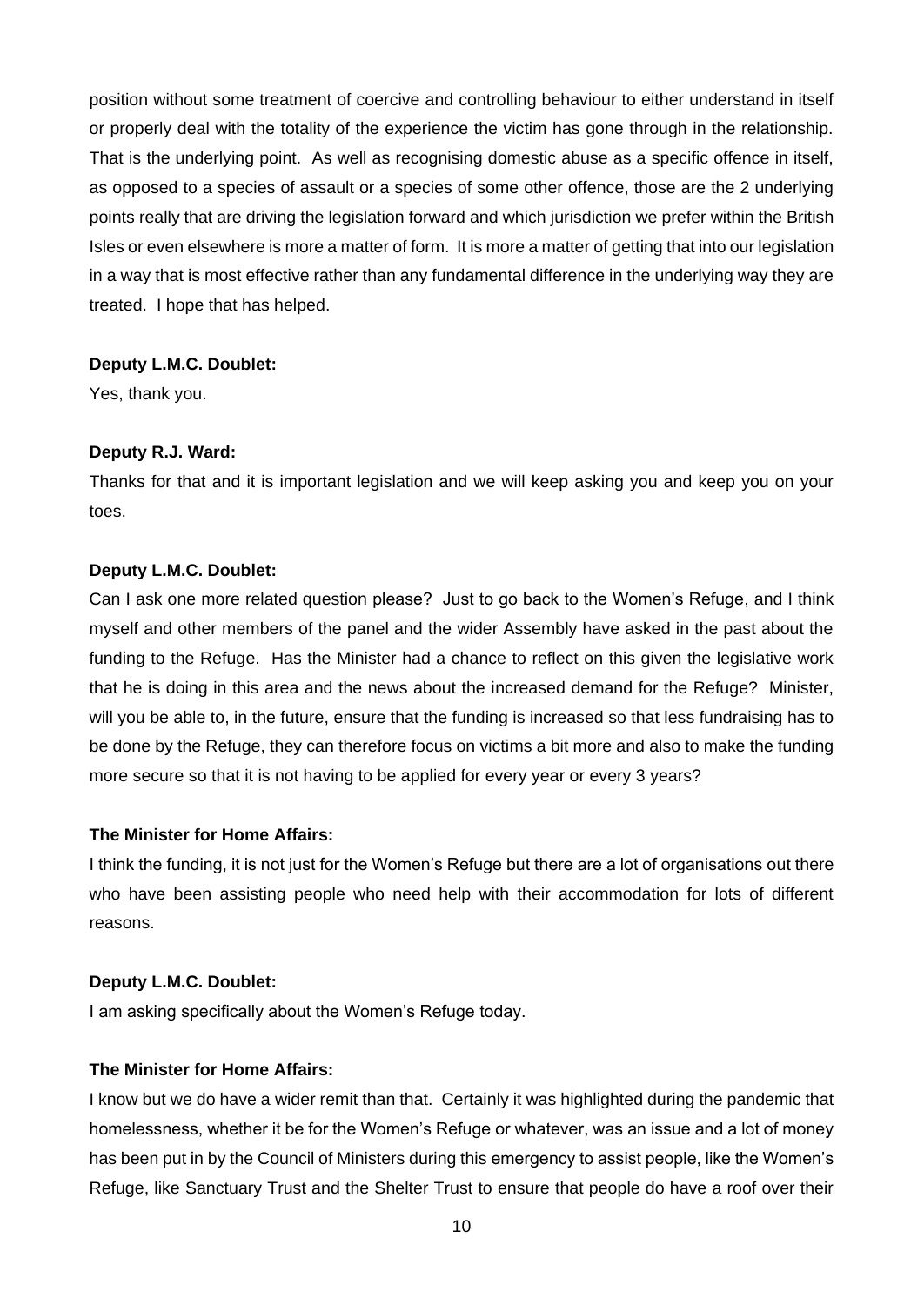position without some treatment of coercive and controlling behaviour to either understand in itself or properly deal with the totality of the experience the victim has gone through in the relationship. That is the underlying point. As well as recognising domestic abuse as a specific offence in itself, as opposed to a species of assault or a species of some other offence, those are the 2 underlying points really that are driving the legislation forward and which jurisdiction we prefer within the British Isles or even elsewhere is more a matter of form. It is more a matter of getting that into our legislation in a way that is most effective rather than any fundamental difference in the underlying way they are treated. I hope that has helped.

**Deputy L.M.C. Doublet:**

Yes, thank you.

**Deputy R.J. Ward:**

Thanks for that and it is important legislation and we will keep asking you and keep you on your toes.

**Deputy L.M.C. Doublet:**

Can I ask one more related question please? Just to go back to the Women's Refuge, and I think myself and other members of the panel and the wider Assembly have asked in the past about the funding to the Refuge. Has the Minister had a chance to reflect on this given the legislative work that he is doing in this area and the news about the increased demand for the Refuge? Minister, will you be able to, in the future, ensure that the funding is increased so that less fundraising has to be done by the Refuge, they can therefore focus on victims a bit more and also to make the funding more secure so that it is not having to be applied for every year or every 3 years?

**The Minister for Home Affairs:**

I think the funding, it is not just for the Women's Refuge but there are a lot of organisations out there who have been assisting people who need help with their accommodation for lots of different reasons.

**Deputy L.M.C. Doublet:**

I am asking specifically about the Women's Refuge today.

**The Minister for Home Affairs:**

I know but we do have a wider remit than that. Certainly it was highlighted during the pandemic that homelessness, whether it be for the Women's Refuge or whatever, was an issue and a lot of money has been put in by the Council of Ministers during this emergency to assist people, like the Women's Refuge, like Sanctuary Trust and the Shelter Trust to ensure that people do have a roof over their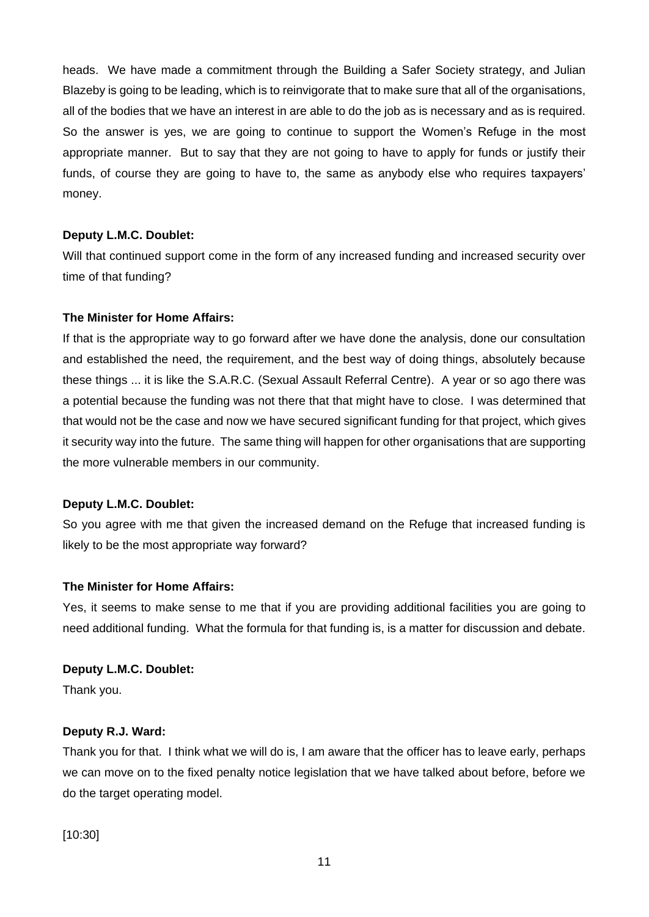heads. We have made a commitment through the Building a Safer Society strategy, and Julian Blazeby is going to be leading, which is to reinvigorate that to make sure that all of the organisations, all of the bodies that we have an interest in are able to do the job as is necessary and as is required. So the answer is yes, we are going to continue to support the Women's Refuge in the most appropriate manner. But to say that they are not going to have to apply for funds or justify their funds, of course they are going to have to, the same as anybody else who requires taxpayers' money.

**Deputy L.M.C. Doublet:**

Will that continued support come in the form of any increased funding and increased security over time of that funding?

**The Minister for Home Affairs:**

If that is the appropriate way to go forward after we have done the analysis, done our consultation and established the need, the requirement, and the best way of doing things, absolutely because these things ... it is like the S.A.R.C. (Sexual Assault Referral Centre). A year or so ago there was a potential because the funding was not there that that might have to close. I was determined that that would not be the case and now we have secured significant funding for that project, which gives it security way into the future. The same thing will happen for other organisations that are supporting the more vulnerable members in our community.

**Deputy L.M.C. Doublet:**

So you agree with me that given the increased demand on the Refuge that increased funding is likely to be the most appropriate way forward?

**The Minister for Home Affairs:**

Yes, it seems to make sense to me that if you are providing additional facilities you are going to need additional funding. What the formula for that funding is, is a matter for discussion and debate.

**Deputy L.M.C. Doublet:**

Thank you.

**Deputy R.J. Ward:**

Thank you for that. I think what we will do is, I am aware that the officer has to leave early, perhaps we can move on to the fixed penalty notice legislation that we have talked about before, before we do the target operating model.

[10:30]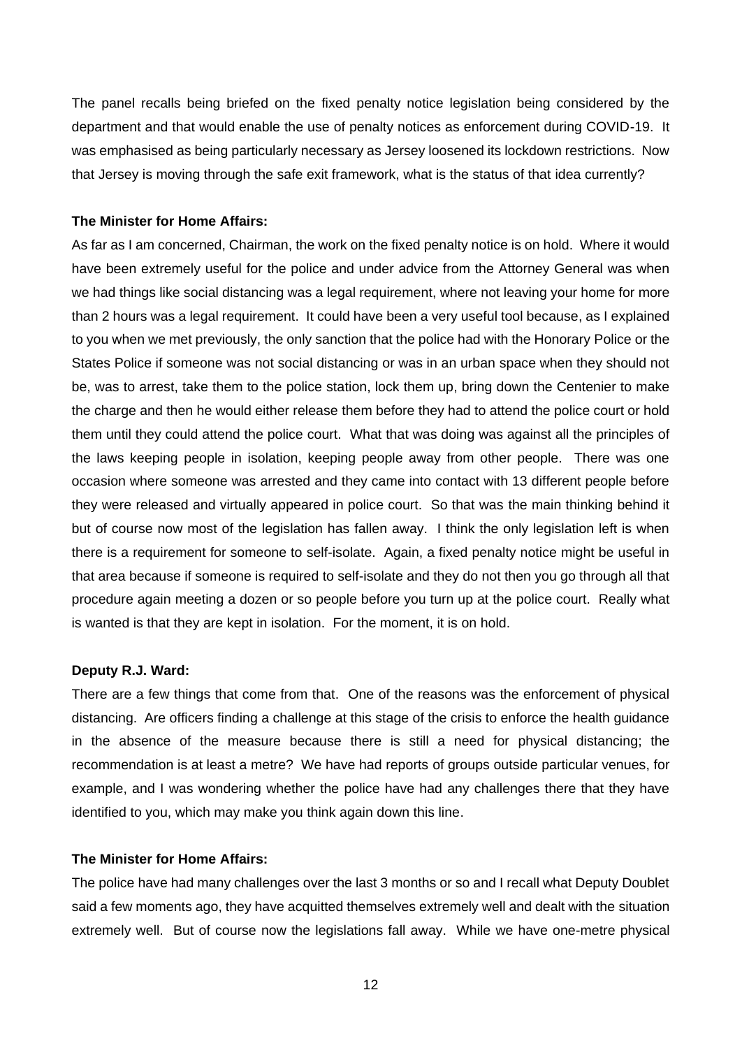The panel recalls being briefed on the fixed penalty notice legislation being considered by the department and that would enable the use of penalty notices as enforcement during COVID-19. It was emphasised as being particularly necessary as Jersey loosened its lockdown restrictions. Now that Jersey is moving through the safe exit framework, what is the status of that idea currently?

**The Minister for Home Affairs:**

As far as I am concerned, Chairman, the work on the fixed penalty notice is on hold. Where it would have been extremely useful for the police and under advice from the Attorney General was when we had things like social distancing was a legal requirement, where not leaving your home for more than 2 hours was a legal requirement. It could have been a very useful tool because, as I explained to you when we met previously, the only sanction that the police had with the Honorary Police or the States Police if someone was not social distancing or was in an urban space when they should not be, was to arrest, take them to the police station, lock them up, bring down the Centenier to make the charge and then he would either release them before they had to attend the police court or hold them until they could attend the police court. What that was doing was against all the principles of the laws keeping people in isolation, keeping people away from other people. There was one occasion where someone was arrested and they came into contact with 13 different people before they were released and virtually appeared in police court. So that was the main thinking behind it but of course now most of the legislation has fallen away. I think the only legislation left is when there is a requirement for someone to self-isolate. Again, a fixed penalty notice might be useful in that area because if someone is required to self-isolate and they do not then you go through all that procedure again meeting a dozen or so people before you turn up at the police court. Really what is wanted is that they are kept in isolation. For the moment, it is on hold.

**Deputy R.J. Ward:**

There are a few things that come from that. One of the reasons was the enforcement of physical distancing. Are officers finding a challenge at this stage of the crisis to enforce the health guidance in the absence of the measure because there is still a need for physical distancing; the recommendation is at least a metre? We have had reports of groups outside particular venues, for example, and I was wondering whether the police have had any challenges there that they have identified to you, which may make you think again down this line.

**The Minister for Home Affairs:**

The police have had many challenges over the last 3 months or so and I recall what Deputy Doublet said a few moments ago, they have acquitted themselves extremely well and dealt with the situation extremely well. But of course now the legislations fall away. While we have one-metre physical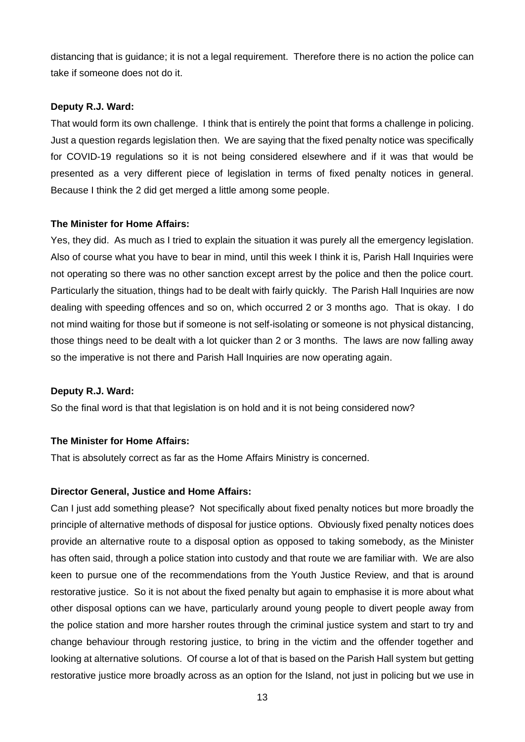distancing that is guidance; it is not a legal requirement. Therefore there is no action the police can take if someone does not do it.

**Deputy R.J. Ward:**

That would form its own challenge. I think that is entirely the point that forms a challenge in policing. Just a question regards legislation then. We are saying that the fixed penalty notice was specifically for COVID-19 regulations so it is not being considered elsewhere and if it was that would be presented as a very different piece of legislation in terms of fixed penalty notices in general. Because I think the 2 did get merged a little among some people.

**The Minister for Home Affairs:**

Yes, they did. As much as I tried to explain the situation it was purely all the emergency legislation. Also of course what you have to bear in mind, until this week I think it is, Parish Hall Inquiries were not operating so there was no other sanction except arrest by the police and then the police court. Particularly the situation, things had to be dealt with fairly quickly. The Parish Hall Inquiries are now dealing with speeding offences and so on, which occurred 2 or 3 months ago. That is okay. I do not mind waiting for those but if someone is not self-isolating or someone is not physical distancing, those things need to be dealt with a lot quicker than 2 or 3 months. The laws are now falling away so the imperative is not there and Parish Hall Inquiries are now operating again.

**Deputy R.J. Ward:**

So the final word is that that legislation is on hold and it is not being considered now?

**The Minister for Home Affairs:**

That is absolutely correct as far as the Home Affairs Ministry is concerned.

**Director General, Justice and Home Affairs:**

Can I just add something please? Not specifically about fixed penalty notices but more broadly the principle of alternative methods of disposal for justice options. Obviously fixed penalty notices does provide an alternative route to a disposal option as opposed to taking somebody, as the Minister has often said, through a police station into custody and that route we are familiar with. We are also keen to pursue one of the recommendations from the Youth Justice Review, and that is around restorative justice. So it is not about the fixed penalty but again to emphasise it is more about what other disposal options can we have, particularly around young people to divert people away from the police station and more harsher routes through the criminal justice system and start to try and change behaviour through restoring justice, to bring in the victim and the offender together and looking at alternative solutions. Of course a lot of that is based on the Parish Hall system but getting restorative justice more broadly across as an option for the Island, not just in policing but we use in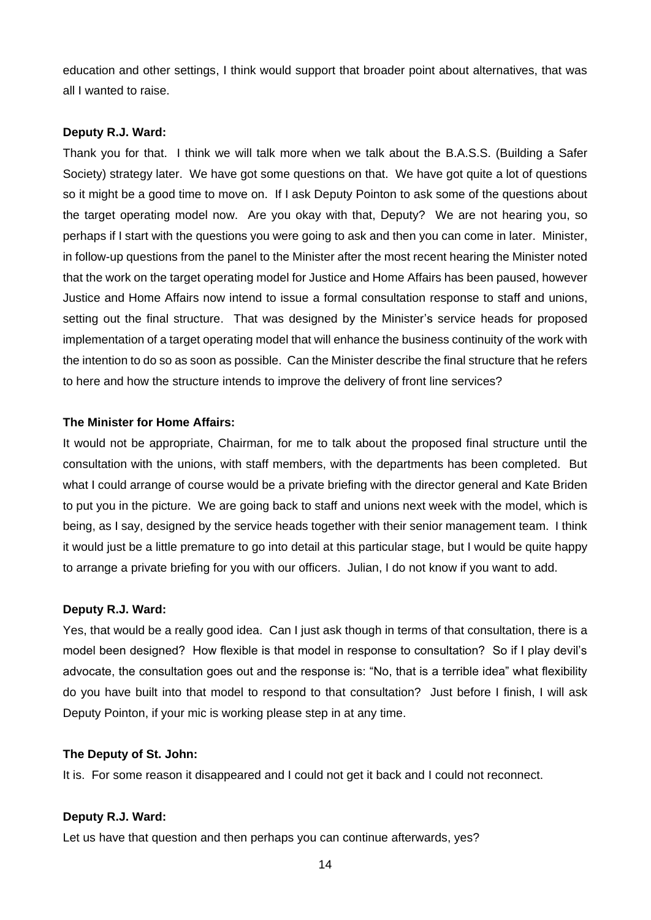education and other settings, I think would support that broader point about alternatives, that was all I wanted to raise.

**Deputy R.J. Ward:**

Thank you for that. I think we will talk more when we talk about the B.A.S.S. (Building a Safer Society) strategy later. We have got some questions on that. We have got quite a lot of questions so it might be a good time to move on. If I ask Deputy Pointon to ask some of the questions about the target operating model now. Are you okay with that, Deputy? We are not hearing you, so perhaps if I start with the questions you were going to ask and then you can come in later. Minister, in follow-up questions from the panel to the Minister after the most recent hearing the Minister noted that the work on the target operating model for Justice and Home Affairs has been paused, however Justice and Home Affairs now intend to issue a formal consultation response to staff and unions, setting out the final structure. That was designed by the Minister's service heads for proposed implementation of a target operating model that will enhance the business continuity of the work with the intention to do so as soon as possible. Can the Minister describe the final structure that he refers to here and how the structure intends to improve the delivery of front line services?

**The Minister for Home Affairs:**

It would not be appropriate, Chairman, for me to talk about the proposed final structure until the consultation with the unions, with staff members, with the departments has been completed. But what I could arrange of course would be a private briefing with the director general and Kate Briden to put you in the picture. We are going back to staff and unions next week with the model, which is being, as I say, designed by the service heads together with their senior management team. I think it would just be a little premature to go into detail at this particular stage, but I would be quite happy to arrange a private briefing for you with our officers. Julian, I do not know if you want to add.

**Deputy R.J. Ward:**

Yes, that would be a really good idea. Can I just ask though in terms of that consultation, there is a model been designed? How flexible is that model in response to consultation? So if I play devil's advocate, the consultation goes out and the response is: "No, that is a terrible idea" what flexibility do you have built into that model to respond to that consultation? Just before I finish, I will ask Deputy Pointon, if your mic is working please step in at any time.

**The Deputy of St. John:**

It is. For some reason it disappeared and I could not get it back and I could not reconnect.

**Deputy R.J. Ward:**

Let us have that question and then perhaps you can continue afterwards, yes?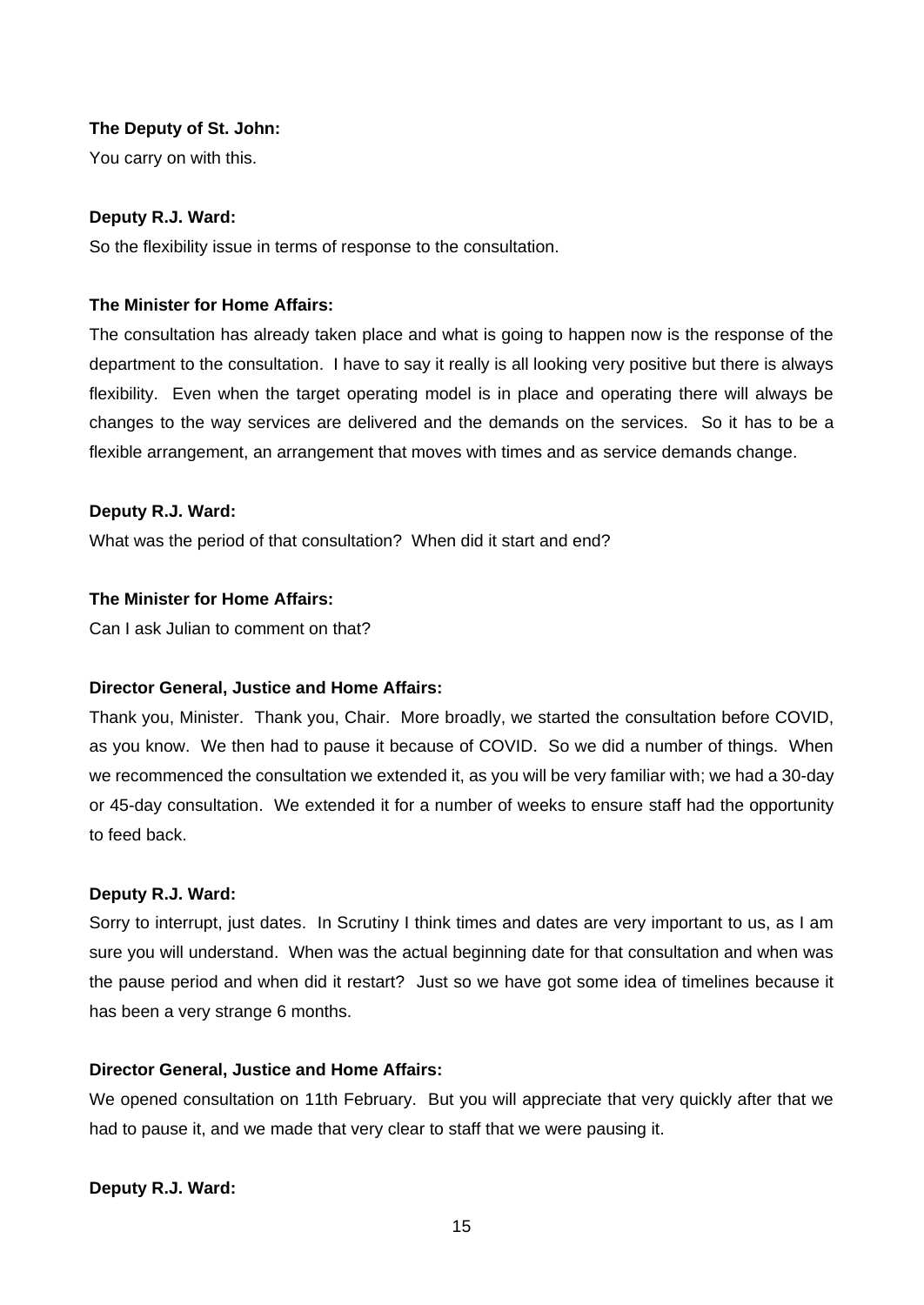**The Deputy of St. John:**

You carry on with this.

**Deputy R.J. Ward:**

So the flexibility issue in terms of response to the consultation.

**The Minister for Home Affairs:**

The consultation has already taken place and what is going to happen now is the response of the department to the consultation. I have to say it really is all looking very positive but there is always flexibility. Even when the target operating model is in place and operating there will always be changes to the way services are delivered and the demands on the services. So it has to be a flexible arrangement, an arrangement that moves with times and as service demands change.

**Deputy R.J. Ward:**

What was the period of that consultation? When did it start and end?

**The Minister for Home Affairs:**

Can I ask Julian to comment on that?

**Director General, Justice and Home Affairs:**

Thank you, Minister. Thank you, Chair. More broadly, we started the consultation before COVID, as you know. We then had to pause it because of COVID. So we did a number of things. When we recommenced the consultation we extended it, as you will be very familiar with; we had a 30-day or 45-day consultation. We extended it for a number of weeks to ensure staff had the opportunity to feed back.

**Deputy R.J. Ward:**

Sorry to interrupt, just dates. In Scrutiny I think times and dates are very important to us, as I am sure you will understand. When was the actual beginning date for that consultation and when was the pause period and when did it restart? Just so we have got some idea of timelines because it has been a very strange 6 months.

**Director General, Justice and Home Affairs:**

We opened consultation on 11th February. But you will appreciate that very quickly after that we had to pause it, and we made that very clear to staff that we were pausing it.

**Deputy R.J. Ward:**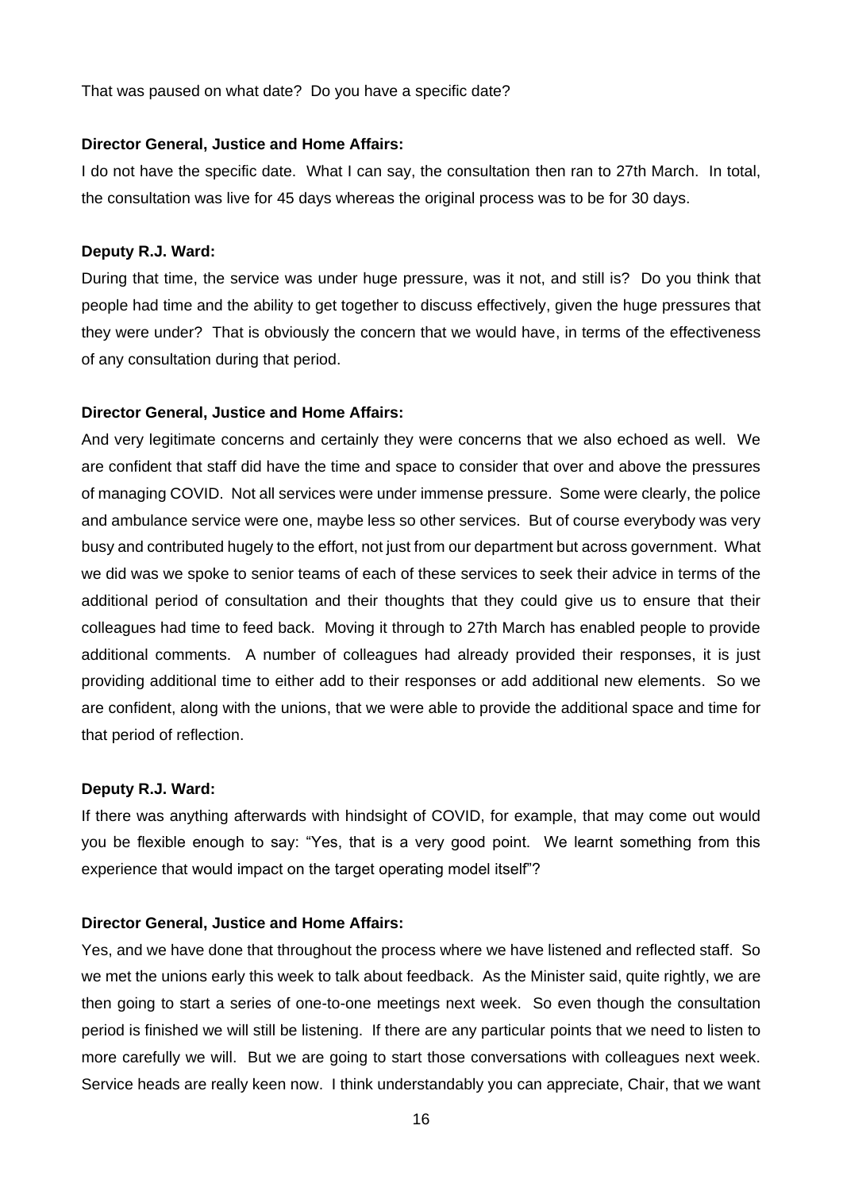That was paused on what date? Do you have a specific date?

**Director General, Justice and Home Affairs:**

I do not have the specific date. What I can say, the consultation then ran to 27th March. In total, the consultation was live for 45 days whereas the original process was to be for 30 days.

**Deputy R.J. Ward:**

During that time, the service was under huge pressure, was it not, and still is? Do you think that people had time and the ability to get together to discuss effectively, given the huge pressures that they were under? That is obviously the concern that we would have, in terms of the effectiveness of any consultation during that period.

**Director General, Justice and Home Affairs:**

And very legitimate concerns and certainly they were concerns that we also echoed as well. We are confident that staff did have the time and space to consider that over and above the pressures of managing COVID. Not all services were under immense pressure. Some were clearly, the police and ambulance service were one, maybe less so other services. But of course everybody was very busy and contributed hugely to the effort, not just from our department but across government. What we did was we spoke to senior teams of each of these services to seek their advice in terms of the additional period of consultation and their thoughts that they could give us to ensure that their colleagues had time to feed back. Moving it through to 27th March has enabled people to provide additional comments. A number of colleagues had already provided their responses, it is just providing additional time to either add to their responses or add additional new elements. So we are confident, along with the unions, that we were able to provide the additional space and time for that period of reflection.

**Deputy R.J. Ward:**

If there was anything afterwards with hindsight of COVID, for example, that may come out would you be flexible enough to say: "Yes, that is a very good point. We learnt something from this experience that would impact on the target operating model itself"?

**Director General, Justice and Home Affairs:**

Yes, and we have done that throughout the process where we have listened and reflected staff. So we met the unions early this week to talk about feedback. As the Minister said, quite rightly, we are then going to start a series of one-to-one meetings next week. So even though the consultation period is finished we will still be listening. If there are any particular points that we need to listen to more carefully we will. But we are going to start those conversations with colleagues next week. Service heads are really keen now. I think understandably you can appreciate, Chair, that we want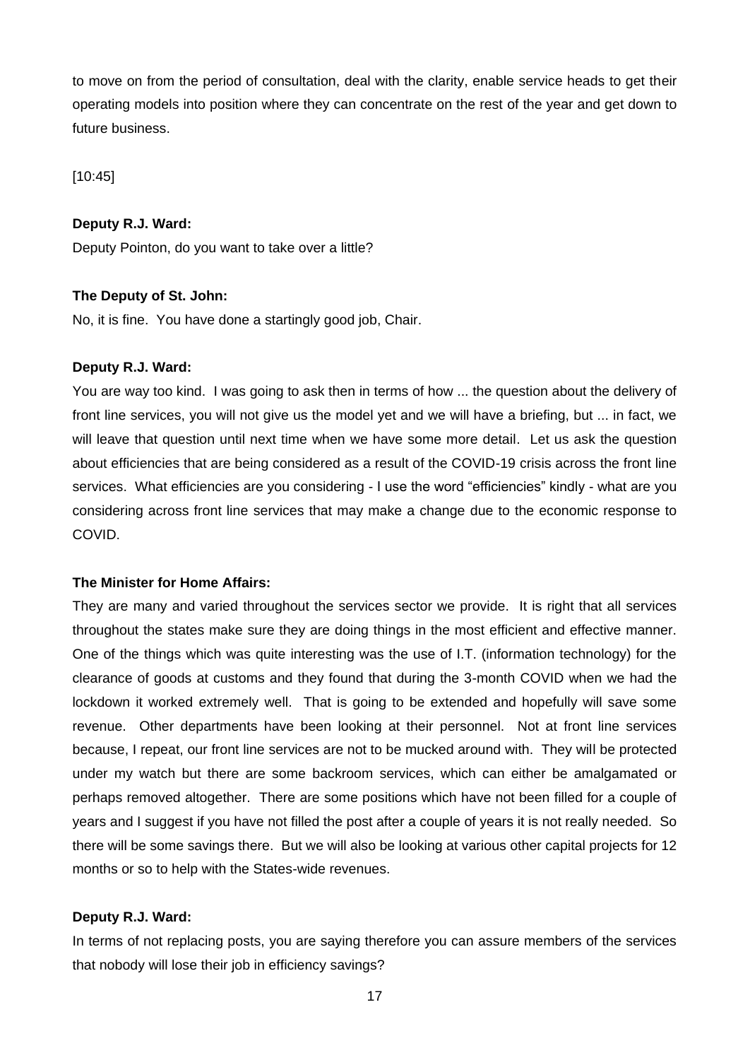to move on from the period of consultation, deal with the clarity, enable service heads to get their operating models into position where they can concentrate on the rest of the year and get down to future business.

[10:45]

**Deputy R.J. Ward:**

Deputy Pointon, do you want to take over a little?

**The Deputy of St. John:**

No, it is fine. You have done a startingly good job, Chair.

**Deputy R.J. Ward:**

You are way too kind. I was going to ask then in terms of how ... the question about the delivery of front line services, you will not give us the model yet and we will have a briefing, but ... in fact, we will leave that question until next time when we have some more detail. Let us ask the question about efficiencies that are being considered as a result of the COVID-19 crisis across the front line services. What efficiencies are you considering - I use the word "efficiencies" kindly - what are you considering across front line services that may make a change due to the economic response to COVID.

**The Minister for Home Affairs:**

They are many and varied throughout the services sector we provide. It is right that all services throughout the states make sure they are doing things in the most efficient and effective manner. One of the things which was quite interesting was the use of I.T. (information technology) for the clearance of goods at customs and they found that during the 3-month COVID when we had the lockdown it worked extremely well. That is going to be extended and hopefully will save some revenue. Other departments have been looking at their personnel. Not at front line services because, I repeat, our front line services are not to be mucked around with. They will be protected under my watch but there are some backroom services, which can either be amalgamated or perhaps removed altogether. There are some positions which have not been filled for a couple of years and I suggest if you have not filled the post after a couple of years it is not really needed. So there will be some savings there. But we will also be looking at various other capital projects for 12 months or so to help with the States-wide revenues.

**Deputy R.J. Ward:**

In terms of not replacing posts, you are saying therefore you can assure members of the services that nobody will lose their job in efficiency savings?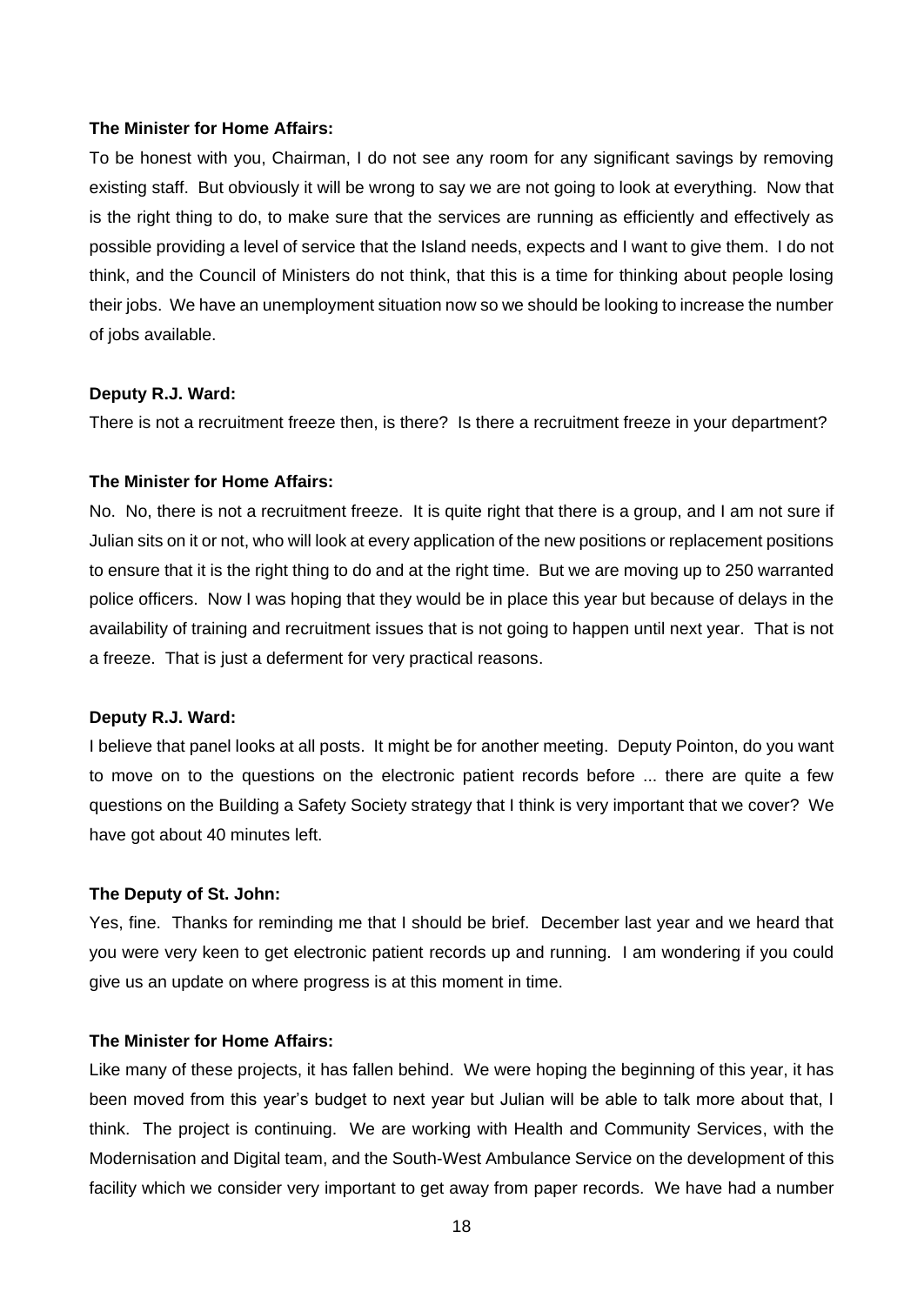**The Minister for Home Affairs:**

To be honest with you, Chairman, I do not see any room for any significant savings by removing existing staff. But obviously it will be wrong to say we are not going to look at everything. Now that is the right thing to do, to make sure that the services are running as efficiently and effectively as possible providing a level of service that the Island needs, expects and I want to give them. I do not think, and the Council of Ministers do not think, that this is a time for thinking about people losing their jobs. We have an unemployment situation now so we should be looking to increase the number of jobs available.

**Deputy R.J. Ward:**

There is not a recruitment freeze then, is there? Is there a recruitment freeze in your department?

**The Minister for Home Affairs:**

No. No, there is not a recruitment freeze. It is quite right that there is a group, and I am not sure if Julian sits on it or not, who will look at every application of the new positions or replacement positions to ensure that it is the right thing to do and at the right time. But we are moving up to 250 warranted police officers. Now I was hoping that they would be in place this year but because of delays in the availability of training and recruitment issues that is not going to happen until next year. That is not a freeze. That is just a deferment for very practical reasons.

**Deputy R.J. Ward:**

I believe that panel looks at all posts. It might be for another meeting. Deputy Pointon, do you want to move on to the questions on the electronic patient records before ... there are quite a few questions on the Building a Safety Society strategy that I think is very important that we cover? We have got about 40 minutes left.

**The Deputy of St. John:**

Yes, fine. Thanks for reminding me that I should be brief. December last year and we heard that you were very keen to get electronic patient records up and running. I am wondering if you could give us an update on where progress is at this moment in time.

**The Minister for Home Affairs:**

Like many of these projects, it has fallen behind. We were hoping the beginning of this year, it has been moved from this year's budget to next year but Julian will be able to talk more about that, I think. The project is continuing. We are working with Health and Community Services, with the Modernisation and Digital team, and the South-West Ambulance Service on the development of this facility which we consider very important to get away from paper records. We have had a number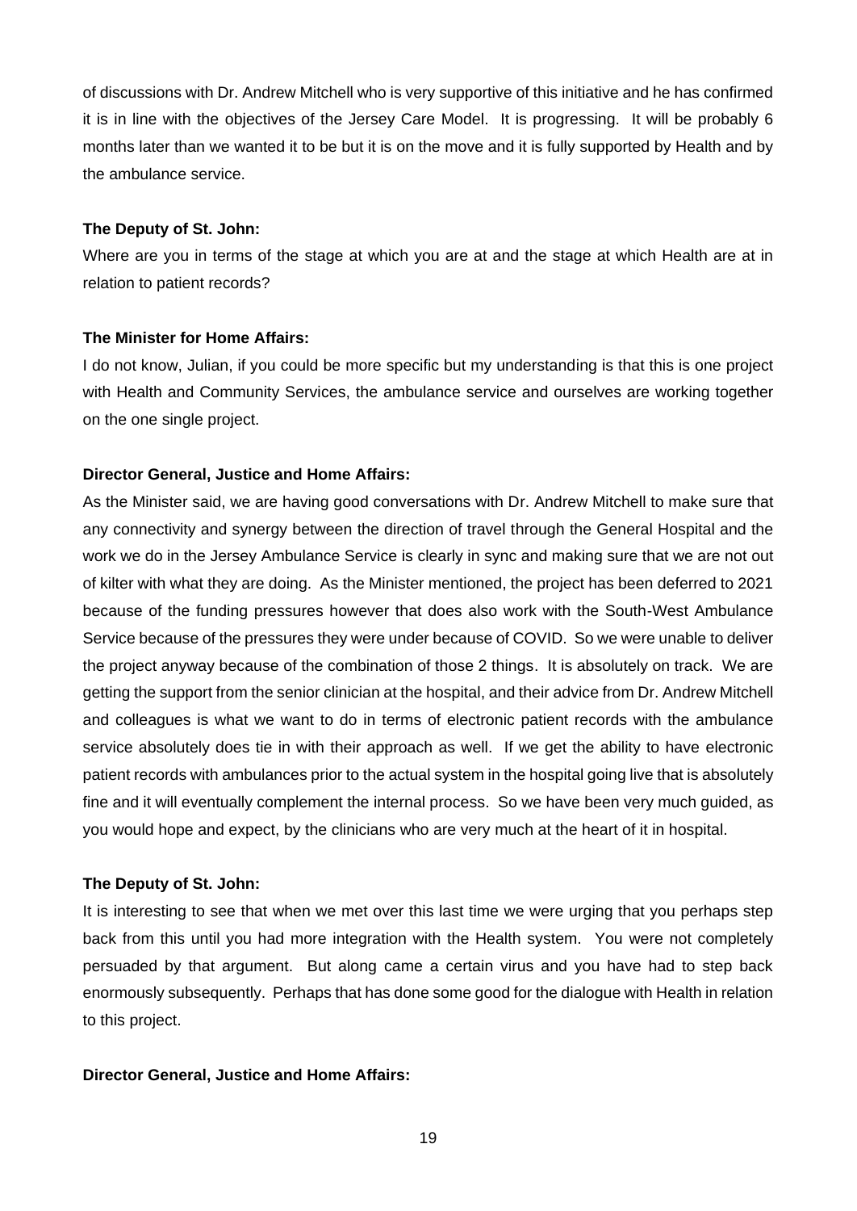of discussions with Dr. Andrew Mitchell who is very supportive of this initiative and he has confirmed it is in line with the objectives of the Jersey Care Model. It is progressing. It will be probably 6 months later than we wanted it to be but it is on the move and it is fully supported by Health and by the ambulance service.

**The Deputy of St. John:**

Where are you in terms of the stage at which you are at and the stage at which Health are at in relation to patient records?

**The Minister for Home Affairs:**

I do not know, Julian, if you could be more specific but my understanding is that this is one project with Health and Community Services, the ambulance service and ourselves are working together on the one single project.

**Director General, Justice and Home Affairs:**

As the Minister said, we are having good conversations with Dr. Andrew Mitchell to make sure that any connectivity and synergy between the direction of travel through the General Hospital and the work we do in the Jersey Ambulance Service is clearly in sync and making sure that we are not out of kilter with what they are doing. As the Minister mentioned, the project has been deferred to 2021 because of the funding pressures however that does also work with the South-West Ambulance Service because of the pressures they were under because of COVID. So we were unable to deliver the project anyway because of the combination of those 2 things. It is absolutely on track. We are getting the support from the senior clinician at the hospital, and their advice from Dr. Andrew Mitchell and colleagues is what we want to do in terms of electronic patient records with the ambulance service absolutely does tie in with their approach as well. If we get the ability to have electronic patient records with ambulances prior to the actual system in the hospital going live that is absolutely fine and it will eventually complement the internal process. So we have been very much guided, as you would hope and expect, by the clinicians who are very much at the heart of it in hospital.

**The Deputy of St. John:**

It is interesting to see that when we met over this last time we were urging that you perhaps step back from this until you had more integration with the Health system. You were not completely persuaded by that argument. But along came a certain virus and you have had to step back enormously subsequently. Perhaps that has done some good for the dialogue with Health in relation to this project.

**Director General, Justice and Home Affairs:**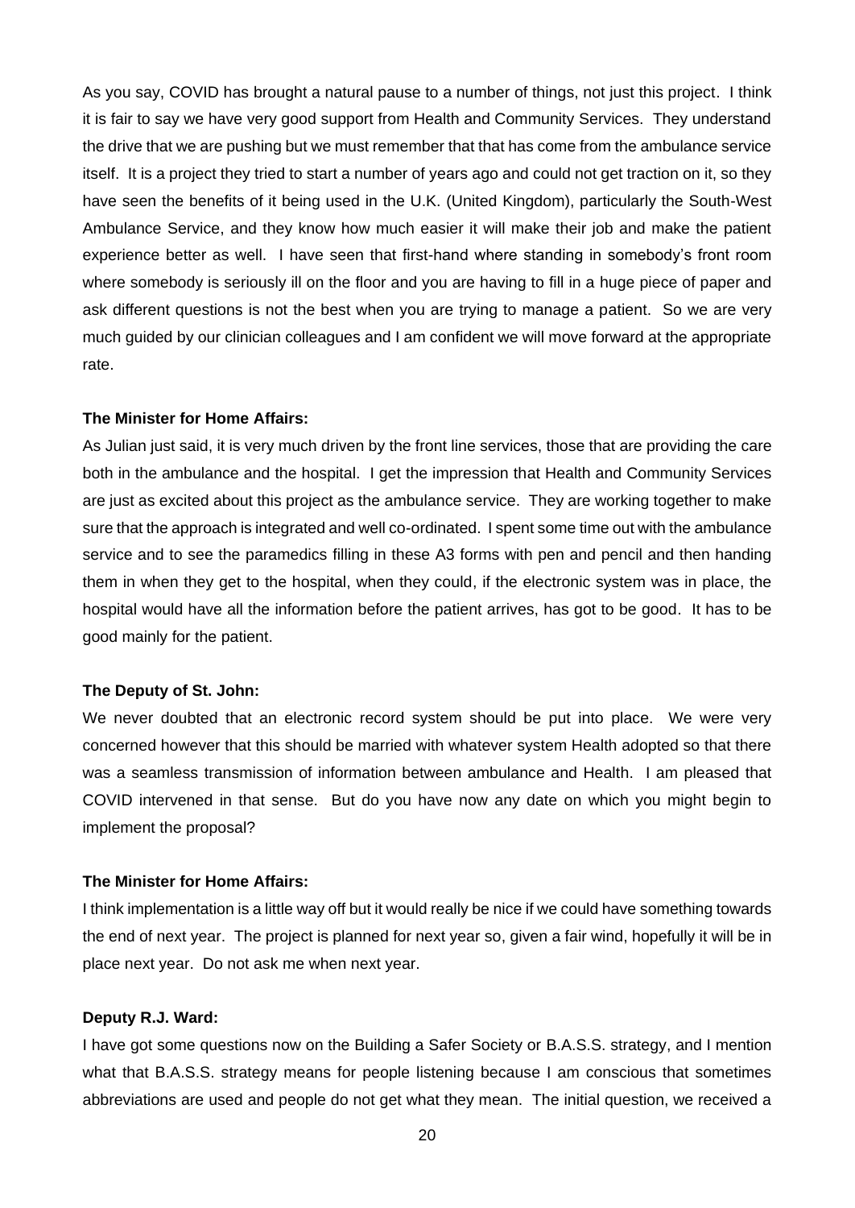As you say, COVID has brought a natural pause to a number of things, not just this project. I think it is fair to say we have very good support from Health and Community Services. They understand the drive that we are pushing but we must remember that that has come from the ambulance service itself. It is a project they tried to start a number of years ago and could not get traction on it, so they have seen the benefits of it being used in the U.K. (United Kingdom), particularly the South-West Ambulance Service, and they know how much easier it will make their job and make the patient experience better as well. I have seen that first-hand where standing in somebody's front room where somebody is seriously ill on the floor and you are having to fill in a huge piece of paper and ask different questions is not the best when you are trying to manage a patient. So we are very much guided by our clinician colleagues and I am confident we will move forward at the appropriate rate.

**The Minister for Home Affairs:**

As Julian just said, it is very much driven by the front line services, those that are providing the care both in the ambulance and the hospital. I get the impression that Health and Community Services are just as excited about this project as the ambulance service. They are working together to make sure that the approach is integrated and well co-ordinated. I spent some time out with the ambulance service and to see the paramedics filling in these A3 forms with pen and pencil and then handing them in when they get to the hospital, when they could, if the electronic system was in place, the hospital would have all the information before the patient arrives, has got to be good. It has to be good mainly for the patient.

**The Deputy of St. John:**

We never doubted that an electronic record system should be put into place. We were very concerned however that this should be married with whatever system Health adopted so that there was a seamless transmission of information between ambulance and Health. I am pleased that COVID intervened in that sense. But do you have now any date on which you might begin to implement the proposal?

**The Minister for Home Affairs:**

I think implementation is a little way off but it would really be nice if we could have something towards the end of next year. The project is planned for next year so, given a fair wind, hopefully it will be in place next year. Do not ask me when next year.

**Deputy R.J. Ward:**

I have got some questions now on the Building a Safer Society or B.A.S.S. strategy, and I mention what that B.A.S.S. strategy means for people listening because I am conscious that sometimes abbreviations are used and people do not get what they mean. The initial question, we received a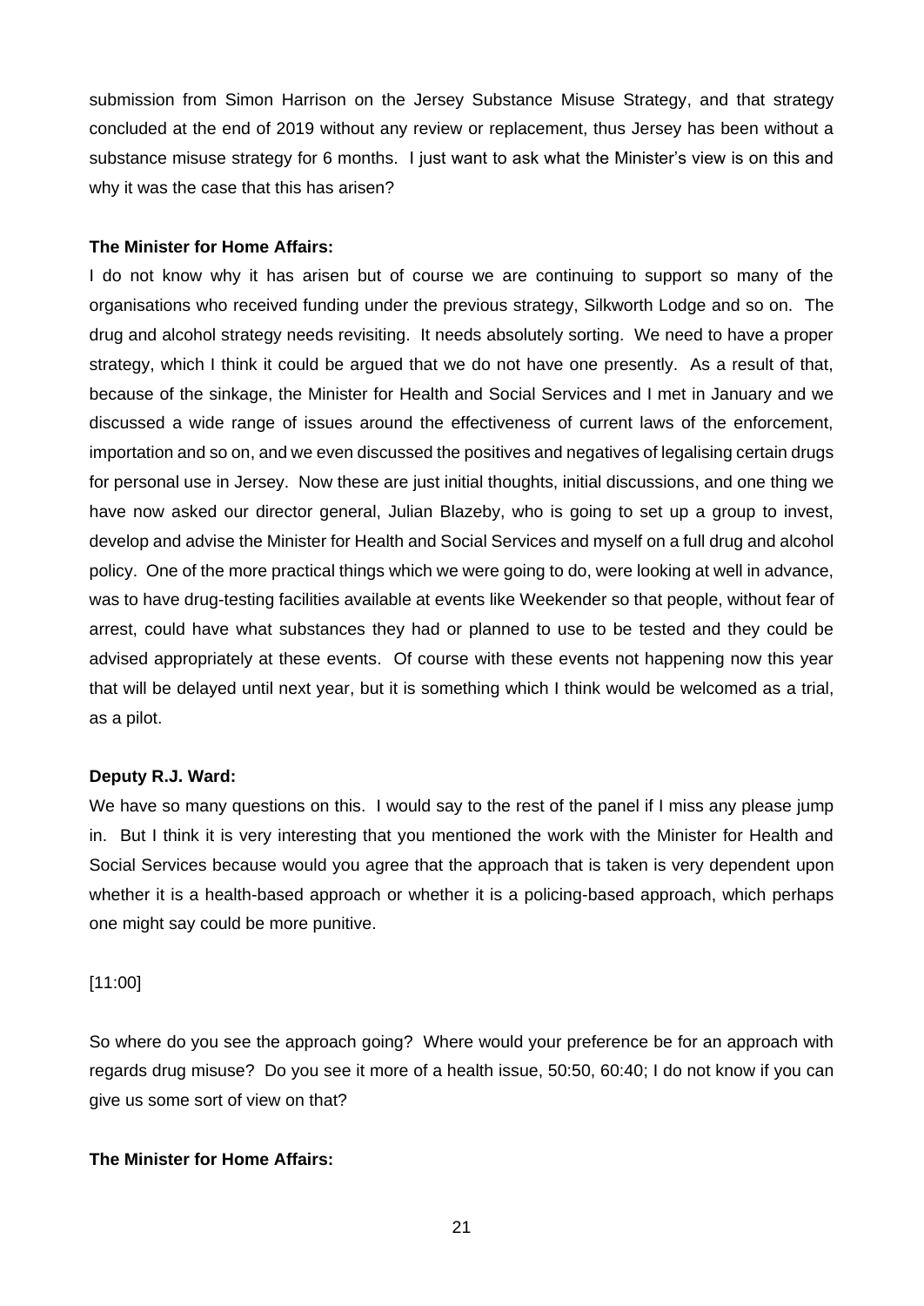submission from Simon Harrison on the Jersey Substance Misuse Strategy, and that strategy concluded at the end of 2019 without any review or replacement, thus Jersey has been without a substance misuse strategy for 6 months. I just want to ask what the Minister's view is on this and why it was the case that this has arisen?

**The Minister for Home Affairs:**

I do not know why it has arisen but of course we are continuing to support so many of the organisations who received funding under the previous strategy, Silkworth Lodge and so on. The drug and alcohol strategy needs revisiting. It needs absolutely sorting. We need to have a proper strategy, which I think it could be argued that we do not have one presently. As a result of that, because of the sinkage, the Minister for Health and Social Services and I met in January and we discussed a wide range of issues around the effectiveness of current laws of the enforcement, importation and so on, and we even discussed the positives and negatives of legalising certain drugs for personal use in Jersey. Now these are just initial thoughts, initial discussions, and one thing we have now asked our director general, Julian Blazeby, who is going to set up a group to invest, develop and advise the Minister for Health and Social Services and myself on a full drug and alcohol policy. One of the more practical things which we were going to do, were looking at well in advance, was to have drug-testing facilities available at events like Weekender so that people, without fear of arrest, could have what substances they had or planned to use to be tested and they could be advised appropriately at these events. Of course with these events not happening now this year that will be delayed until next year, but it is something which I think would be welcomed as a trial, as a pilot.

**Deputy R.J. Ward:**

We have so many questions on this. I would say to the rest of the panel if I miss any please jump in. But I think it is very interesting that you mentioned the work with the Minister for Health and Social Services because would you agree that the approach that is taken is very dependent upon whether it is a health-based approach or whether it is a policing-based approach, which perhaps one might say could be more punitive.

[11:00]

So where do you see the approach going? Where would your preference be for an approach with regards drug misuse? Do you see it more of a health issue, 50:50, 60:40; I do not know if you can give us some sort of view on that?

**The Minister for Home Affairs:**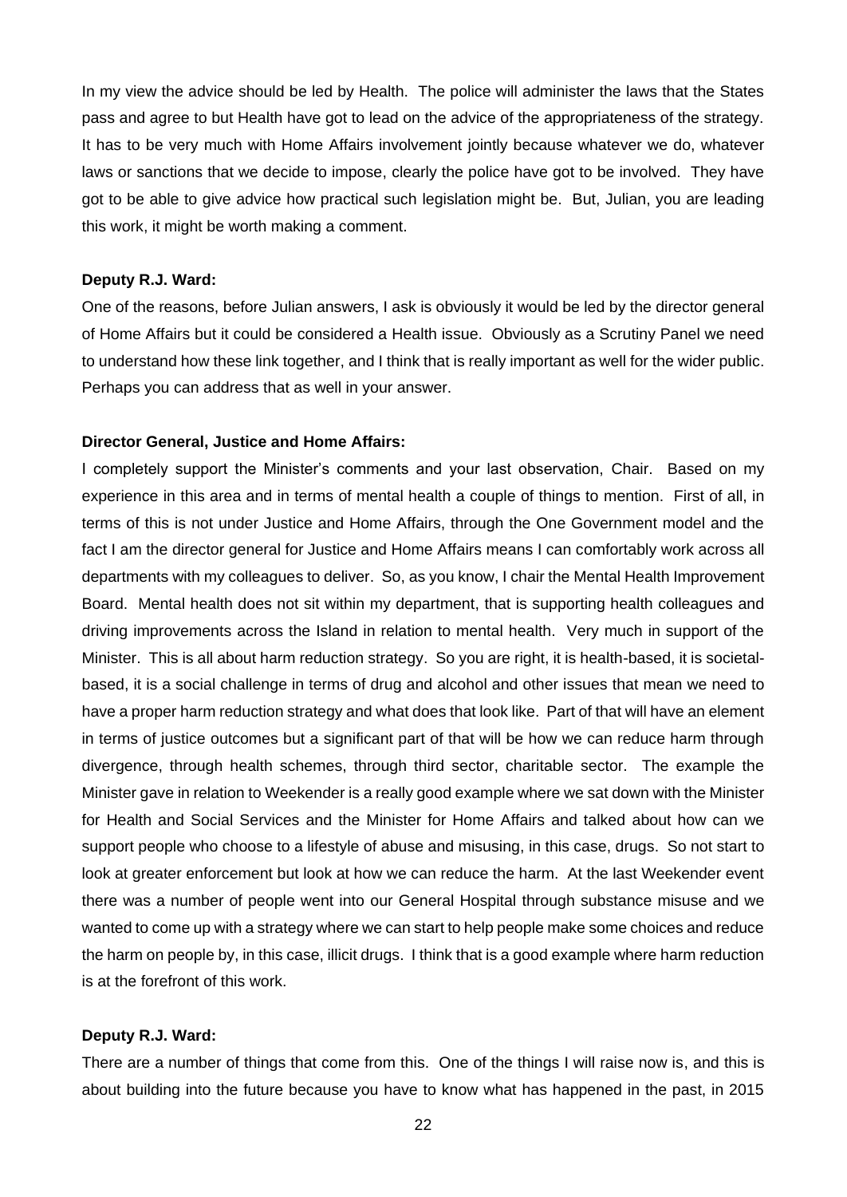In my view the advice should be led by Health. The police will administer the laws that the States pass and agree to but Health have got to lead on the advice of the appropriateness of the strategy. It has to be very much with Home Affairs involvement jointly because whatever we do, whatever laws or sanctions that we decide to impose, clearly the police have got to be involved. They have got to be able to give advice how practical such legislation might be. But, Julian, you are leading this work, it might be worth making a comment.

**Deputy R.J. Ward:**

One of the reasons, before Julian answers, I ask is obviously it would be led by the director general of Home Affairs but it could be considered a Health issue. Obviously as a Scrutiny Panel we need to understand how these link together, and I think that is really important as well for the wider public. Perhaps you can address that as well in your answer.

**Director General, Justice and Home Affairs:**

I completely support the Minister's comments and your last observation, Chair. Based on my experience in this area and in terms of mental health a couple of things to mention. First of all, in terms of this is not under Justice and Home Affairs, through the One Government model and the fact I am the director general for Justice and Home Affairs means I can comfortably work across all departments with my colleagues to deliver. So, as you know, I chair the Mental Health Improvement Board. Mental health does not sit within my department, that is supporting health colleagues and driving improvements across the Island in relation to mental health. Very much in support of the Minister. This is all about harm reduction strategy. So you are right, it is health-based, it is societal-based, it is a social challenge in terms of drug and alcohol and other issues that mean we need to have a proper harm reduction strategy and what does that look like. Part of that will have an element in terms of justice outcomes but a significant part of that will be how we can reduce harm through divergence, through health schemes, through third sector, charitable sector. The example the Minister gave in relation to Weekender is a really good example where we sat down with the Minister for Health and Social Services and the Minister for Home Affairs and talked about how can we support people who choose to a lifestyle of abuse and misusing, in this case, drugs. So not start to look at greater enforcement but look at how we can reduce the harm. At the last Weekender event there was a number of people went into our General Hospital through substance misuse and we wanted to come up with a strategy where we can start to help people make some choices and reduce the harm on people by, in this case, illicit drugs. I think that is a good example where harm reduction is at the forefront of this work.

**Deputy R.J. Ward:**

There are a number of things that come from this. One of the things I will raise now is, and this is about building into the future because you have to know what has happened in the past, in 2015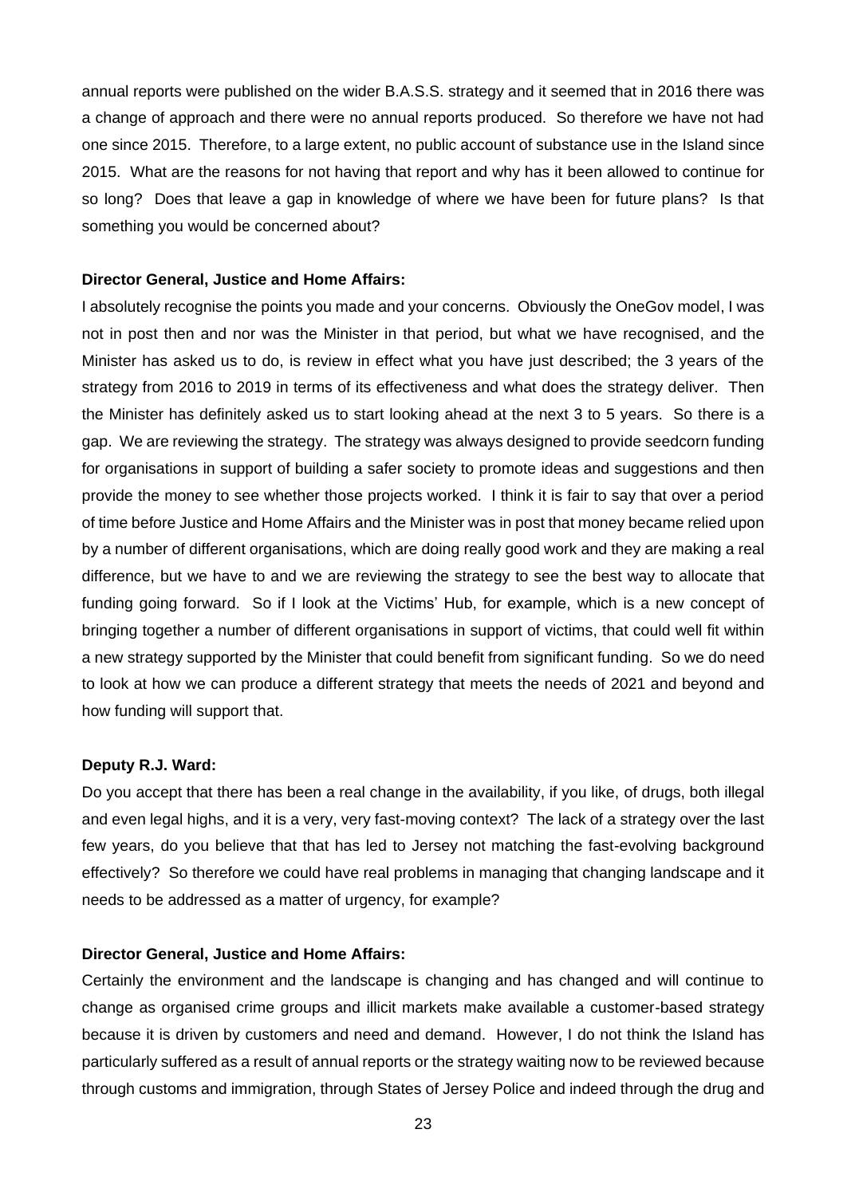annual reports were published on the wider B.A.S.S. strategy and it seemed that in 2016 there was a change of approach and there were no annual reports produced. So therefore we have not had one since 2015. Therefore, to a large extent, no public account of substance use in the Island since 2015. What are the reasons for not having that report and why has it been allowed to continue for so long? Does that leave a gap in knowledge of where we have been for future plans? Is that something you would be concerned about?

**Director General, Justice and Home Affairs:**

I absolutely recognise the points you made and your concerns. Obviously the OneGov model, I was not in post then and nor was the Minister in that period, but what we have recognised, and the Minister has asked us to do, is review in effect what you have just described; the 3 years of the strategy from 2016 to 2019 in terms of its effectiveness and what does the strategy deliver. Then the Minister has definitely asked us to start looking ahead at the next 3 to 5 years. So there is a gap. We are reviewing the strategy. The strategy was always designed to provide seedcorn funding for organisations in support of building a safer society to promote ideas and suggestions and then provide the money to see whether those projects worked. I think it is fair to say that over a period of time before Justice and Home Affairs and the Minister was in post that money became relied upon by a number of different organisations, which are doing really good work and they are making a real difference, but we have to and we are reviewing the strategy to see the best way to allocate that funding going forward. So if I look at the Victims' Hub, for example, which is a new concept of bringing together a number of different organisations in support of victims, that could well fit within a new strategy supported by the Minister that could benefit from significant funding. So we do need to look at how we can produce a different strategy that meets the needs of 2021 and beyond and how funding will support that.

**Deputy R.J. Ward:**

Do you accept that there has been a real change in the availability, if you like, of drugs, both illegal and even legal highs, and it is a very, very fast-moving context? The lack of a strategy over the last few years, do you believe that that has led to Jersey not matching the fast-evolving background effectively? So therefore we could have real problems in managing that changing landscape and it needs to be addressed as a matter of urgency, for example?

**Director General, Justice and Home Affairs:**

Certainly the environment and the landscape is changing and has changed and will continue to change as organised crime groups and illicit markets make available a customer-based strategy because it is driven by customers and need and demand. However, I do not think the Island has particularly suffered as a result of annual reports or the strategy waiting now to be reviewed because through customs and immigration, through States of Jersey Police and indeed through the drug and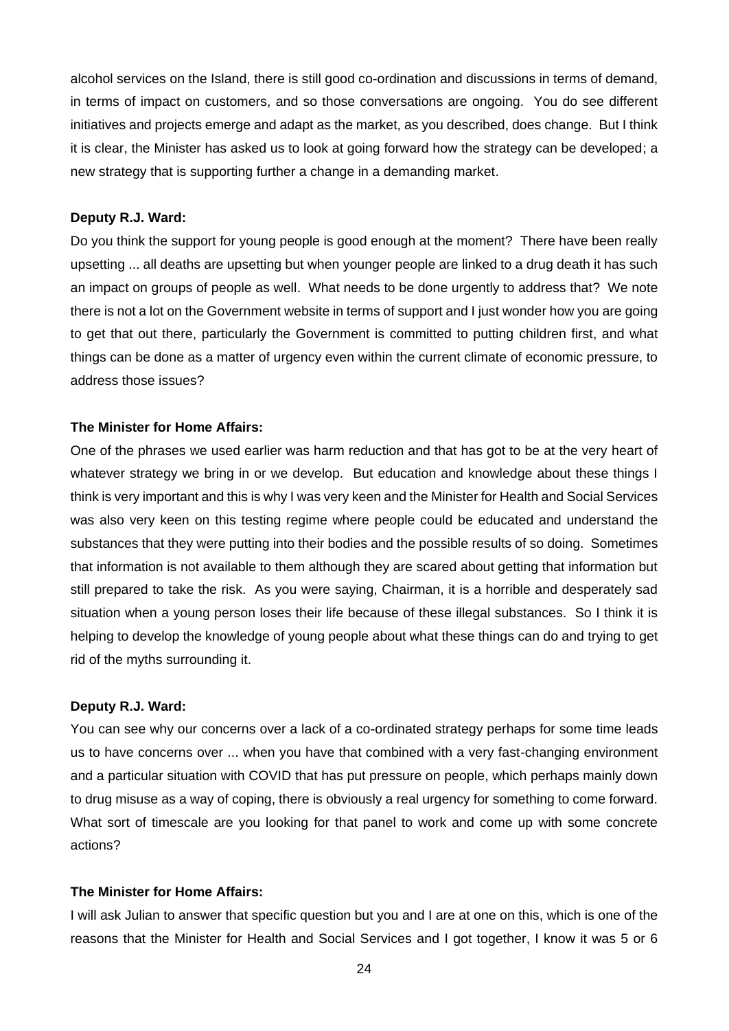alcohol services on the Island, there is still good co-ordination and discussions in terms of demand, in terms of impact on customers, and so those conversations are ongoing. You do see different initiatives and projects emerge and adapt as the market, as you described, does change. But I think it is clear, the Minister has asked us to look at going forward how the strategy can be developed; a new strategy that is supporting further a change in a demanding market.

**Deputy R.J. Ward:**

Do you think the support for young people is good enough at the moment? There have been really upsetting ... all deaths are upsetting but when younger people are linked to a drug death it has such an impact on groups of people as well. What needs to be done urgently to address that? We note there is not a lot on the Government website in terms of support and I just wonder how you are going to get that out there, particularly the Government is committed to putting children first, and what things can be done as a matter of urgency even within the current climate of economic pressure, to address those issues?

**The Minister for Home Affairs:**

One of the phrases we used earlier was harm reduction and that has got to be at the very heart of whatever strategy we bring in or we develop. But education and knowledge about these things I think is very important and this is why I was very keen and the Minister for Health and Social Services was also very keen on this testing regime where people could be educated and understand the substances that they were putting into their bodies and the possible results of so doing. Sometimes that information is not available to them although they are scared about getting that information but still prepared to take the risk. As you were saying, Chairman, it is a horrible and desperately sad situation when a young person loses their life because of these illegal substances. So I think it is helping to develop the knowledge of young people about what these things can do and trying to get rid of the myths surrounding it.

**Deputy R.J. Ward:**

You can see why our concerns over a lack of a co-ordinated strategy perhaps for some time leads us to have concerns over ... when you have that combined with a very fast-changing environment and a particular situation with COVID that has put pressure on people, which perhaps mainly down to drug misuse as a way of coping, there is obviously a real urgency for something to come forward. What sort of timescale are you looking for that panel to work and come up with some concrete actions?

**The Minister for Home Affairs:**

I will ask Julian to answer that specific question but you and I are at one on this, which is one of the reasons that the Minister for Health and Social Services and I got together, I know it was 5 or 6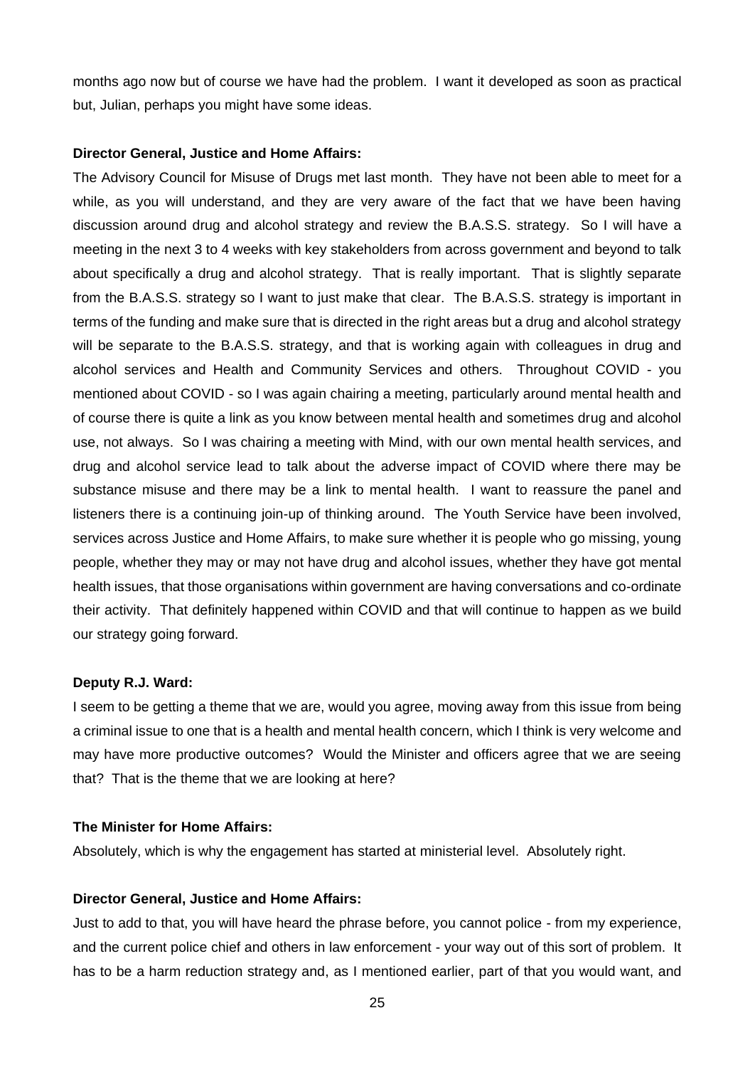months ago now but of course we have had the problem. I want it developed as soon as practical but, Julian, perhaps you might have some ideas.

**Director General, Justice and Home Affairs:**

The Advisory Council for Misuse of Drugs met last month. They have not been able to meet for a while, as you will understand, and they are very aware of the fact that we have been having discussion around drug and alcohol strategy and review the B.A.S.S. strategy. So I will have a meeting in the next 3 to 4 weeks with key stakeholders from across government and beyond to talk about specifically a drug and alcohol strategy. That is really important. That is slightly separate from the B.A.S.S. strategy so I want to just make that clear. The B.A.S.S. strategy is important in terms of the funding and make sure that is directed in the right areas but a drug and alcohol strategy will be separate to the B.A.S.S. strategy, and that is working again with colleagues in drug and alcohol services and Health and Community Services and others. Throughout COVID - you mentioned about COVID - so I was again chairing a meeting, particularly around mental health and of course there is quite a link as you know between mental health and sometimes drug and alcohol use, not always. So I was chairing a meeting with Mind, with our own mental health services, and drug and alcohol service lead to talk about the adverse impact of COVID where there may be substance misuse and there may be a link to mental health. I want to reassure the panel and listeners there is a continuing join-up of thinking around. The Youth Service have been involved, services across Justice and Home Affairs, to make sure whether it is people who go missing, young people, whether they may or may not have drug and alcohol issues, whether they have got mental health issues, that those organisations within government are having conversations and co-ordinate their activity. That definitely happened within COVID and that will continue to happen as we build our strategy going forward.

**Deputy R.J. Ward:**

I seem to be getting a theme that we are, would you agree, moving away from this issue from being a criminal issue to one that is a health and mental health concern, which I think is very welcome and may have more productive outcomes? Would the Minister and officers agree that we are seeing that? That is the theme that we are looking at here?

**The Minister for Home Affairs:**

Absolutely, which is why the engagement has started at ministerial level. Absolutely right.

**Director General, Justice and Home Affairs:**

Just to add to that, you will have heard the phrase before, you cannot police - from my experience, and the current police chief and others in law enforcement - your way out of this sort of problem. It has to be a harm reduction strategy and, as I mentioned earlier, part of that you would want, and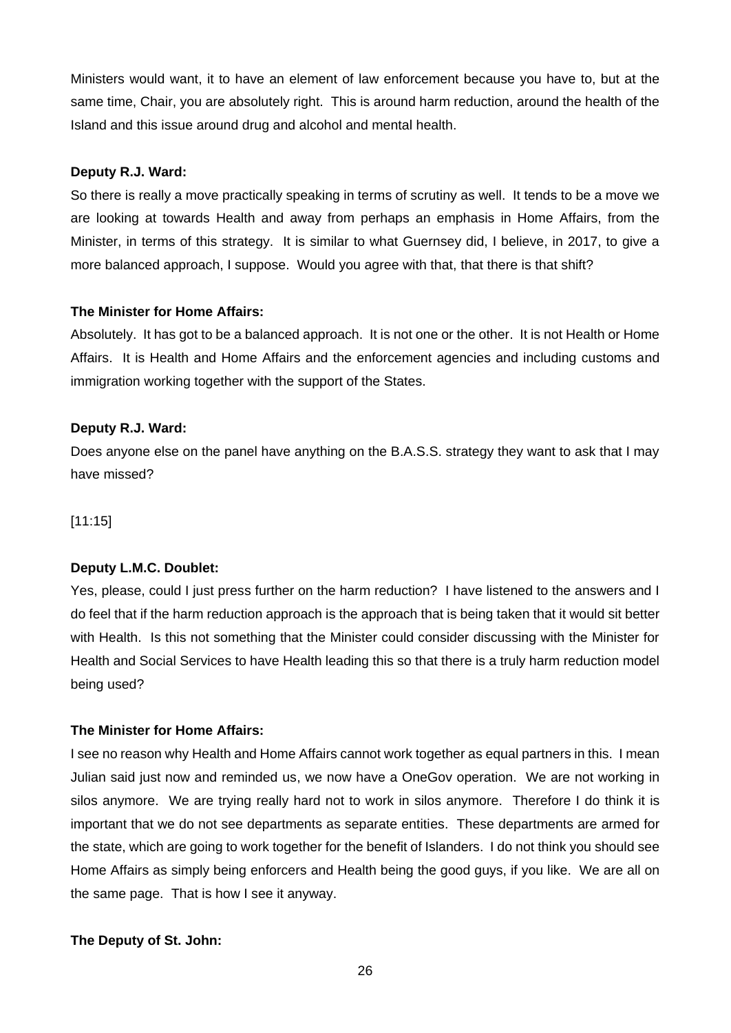Ministers would want, it to have an element of law enforcement because you have to, but at the same time, Chair, you are absolutely right. This is around harm reduction, around the health of the Island and this issue around drug and alcohol and mental health.

**Deputy R.J. Ward:**

So there is really a move practically speaking in terms of scrutiny as well. It tends to be a move we are looking at towards Health and away from perhaps an emphasis in Home Affairs, from the Minister, in terms of this strategy. It is similar to what Guernsey did, I believe, in 2017, to give a more balanced approach, I suppose. Would you agree with that, that there is that shift?

**The Minister for Home Affairs:**

Absolutely. It has got to be a balanced approach. It is not one or the other. It is not Health or Home Affairs. It is Health and Home Affairs and the enforcement agencies and including customs and immigration working together with the support of the States.

**Deputy R.J. Ward:**

Does anyone else on the panel have anything on the B.A.S.S. strategy they want to ask that I may have missed?

[11:15]

**Deputy L.M.C. Doublet:**

Yes, please, could I just press further on the harm reduction? I have listened to the answers and I do feel that if the harm reduction approach is the approach that is being taken that it would sit better with Health. Is this not something that the Minister could consider discussing with the Minister for Health and Social Services to have Health leading this so that there is a truly harm reduction model being used?

**The Minister for Home Affairs:**

I see no reason why Health and Home Affairs cannot work together as equal partners in this. I mean Julian said just now and reminded us, we now have a OneGov operation. We are not working in silos anymore. We are trying really hard not to work in silos anymore. Therefore I do think it is important that we do not see departments as separate entities. These departments are armed for the state, which are going to work together for the benefit of Islanders. I do not think you should see Home Affairs as simply being enforcers and Health being the good guys, if you like. We are all on the same page. That is how I see it anyway.

**The Deputy of St. John:**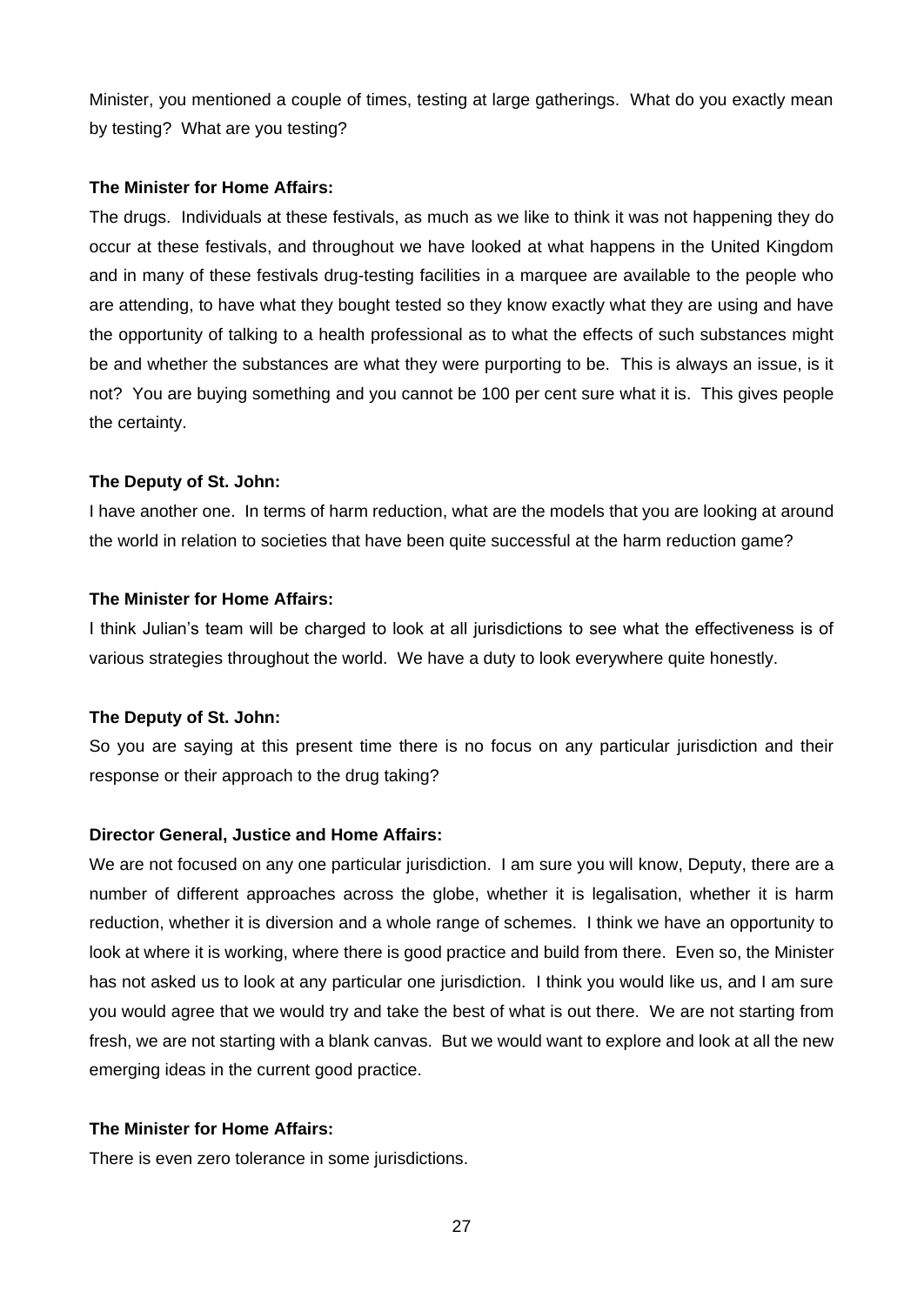Minister, you mentioned a couple of times, testing at large gatherings. What do you exactly mean by testing? What are you testing?

**The Minister for Home Affairs:**

The drugs. Individuals at these festivals, as much as we like to think it was not happening they do occur at these festivals, and throughout we have looked at what happens in the United Kingdom and in many of these festivals drug-testing facilities in a marquee are available to the people who are attending, to have what they bought tested so they know exactly what they are using and have the opportunity of talking to a health professional as to what the effects of such substances might be and whether the substances are what they were purporting to be. This is always an issue, is it not? You are buying something and you cannot be 100 per cent sure what it is. This gives people the certainty.

**The Deputy of St. John:**

I have another one. In terms of harm reduction, what are the models that you are looking at around the world in relation to societies that have been quite successful at the harm reduction game?

**The Minister for Home Affairs:**

I think Julian's team will be charged to look at all jurisdictions to see what the effectiveness is of various strategies throughout the world. We have a duty to look everywhere quite honestly.

**The Deputy of St. John:**

So you are saying at this present time there is no focus on any particular jurisdiction and their response or their approach to the drug taking?

**Director General, Justice and Home Affairs:**

We are not focused on any one particular jurisdiction. I am sure you will know, Deputy, there are a number of different approaches across the globe, whether it is legalisation, whether it is harm reduction, whether it is diversion and a whole range of schemes. I think we have an opportunity to look at where it is working, where there is good practice and build from there. Even so, the Minister has not asked us to look at any particular one jurisdiction. I think you would like us, and I am sure you would agree that we would try and take the best of what is out there. We are not starting from fresh, we are not starting with a blank canvas. But we would want to explore and look at all the new emerging ideas in the current good practice.

**The Minister for Home Affairs:**

There is even zero tolerance in some jurisdictions.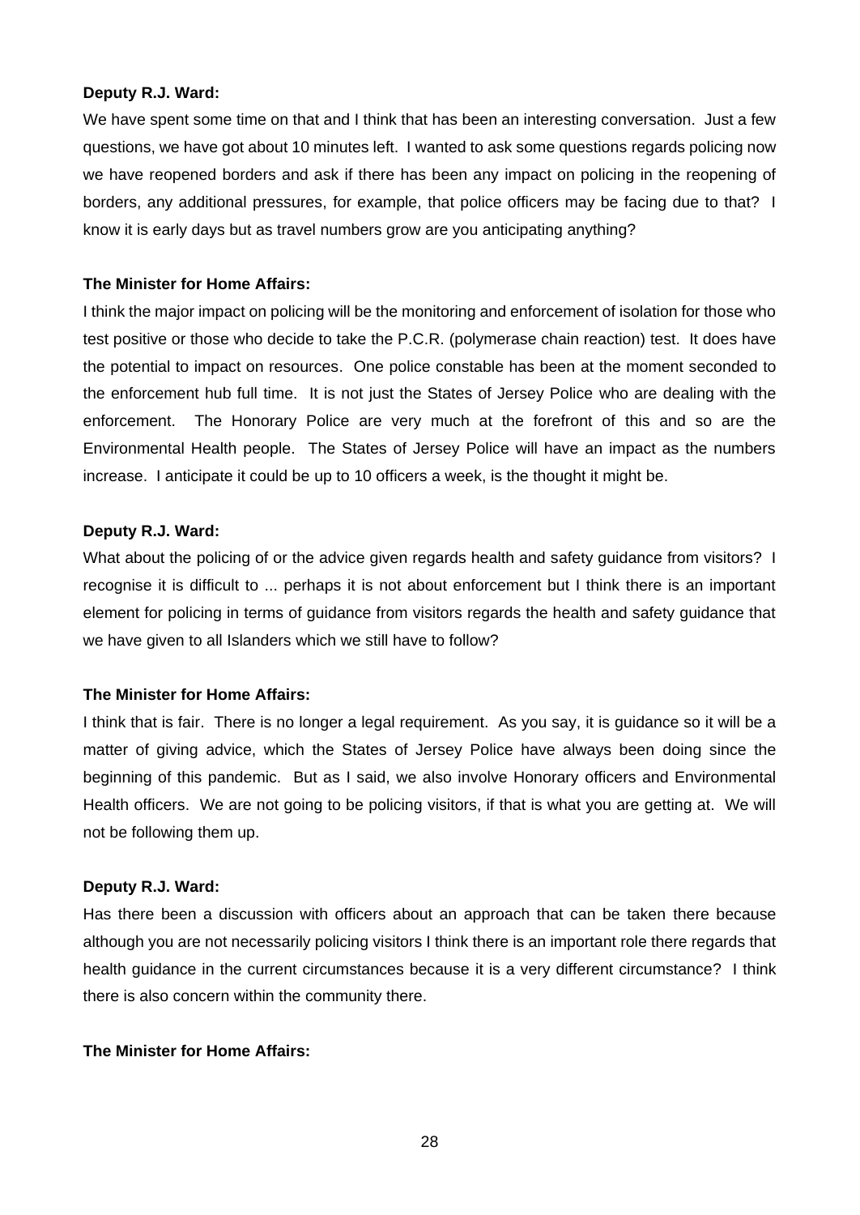**Deputy R.J. Ward:**

We have spent some time on that and I think that has been an interesting conversation. Just a few questions, we have got about 10 minutes left. I wanted to ask some questions regards policing now we have reopened borders and ask if there has been any impact on policing in the reopening of borders, any additional pressures, for example, that police officers may be facing due to that? I know it is early days but as travel numbers grow are you anticipating anything?

**The Minister for Home Affairs:**

I think the major impact on policing will be the monitoring and enforcement of isolation for those who test positive or those who decide to take the P.C.R. (polymerase chain reaction) test. It does have the potential to impact on resources. One police constable has been at the moment seconded to the enforcement hub full time. It is not just the States of Jersey Police who are dealing with the enforcement. The Honorary Police are very much at the forefront of this and so are the Environmental Health people. The States of Jersey Police will have an impact as the numbers increase. I anticipate it could be up to 10 officers a week, is the thought it might be.

**Deputy R.J. Ward:**

What about the policing of or the advice given regards health and safety guidance from visitors? I recognise it is difficult to ... perhaps it is not about enforcement but I think there is an important element for policing in terms of guidance from visitors regards the health and safety guidance that we have given to all Islanders which we still have to follow?

**The Minister for Home Affairs:**

I think that is fair. There is no longer a legal requirement. As you say, it is guidance so it will be a matter of giving advice, which the States of Jersey Police have always been doing since the beginning of this pandemic. But as I said, we also involve Honorary officers and Environmental Health officers. We are not going to be policing visitors, if that is what you are getting at. We will not be following them up.

**Deputy R.J. Ward:**

Has there been a discussion with officers about an approach that can be taken there because although you are not necessarily policing visitors I think there is an important role there regards that health guidance in the current circumstances because it is a very different circumstance? I think there is also concern within the community there.

**The Minister for Home Affairs:**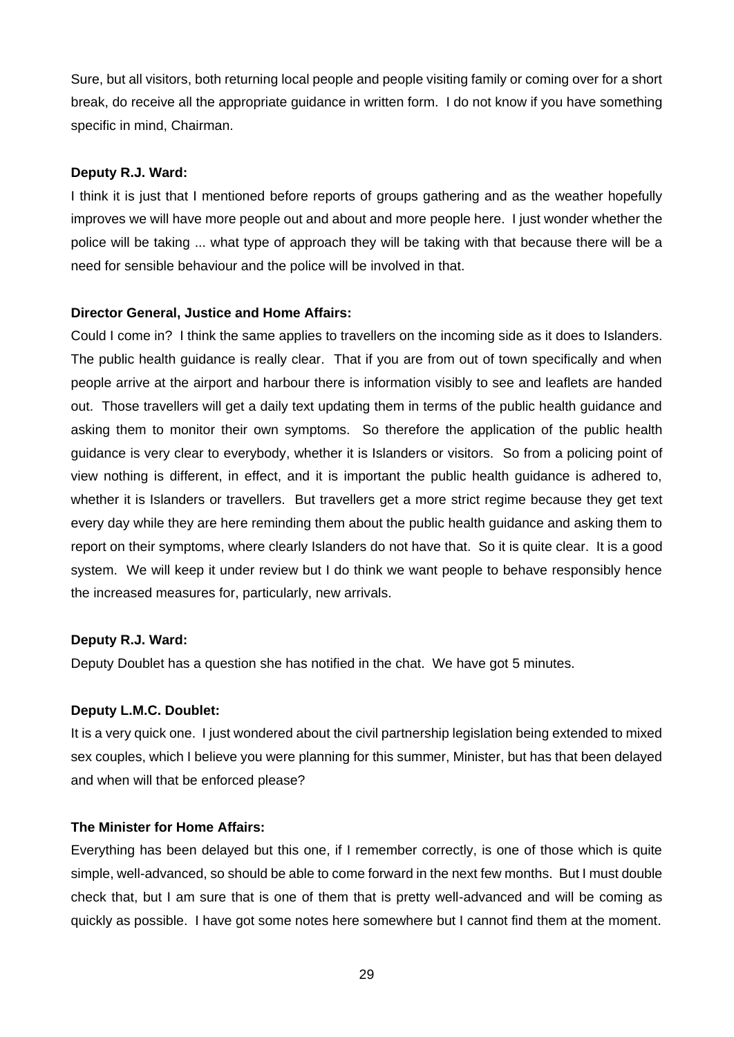Sure, but all visitors, both returning local people and people visiting family or coming over for a short break, do receive all the appropriate guidance in written form. I do not know if you have something specific in mind, Chairman.

**Deputy R.J. Ward:**

I think it is just that I mentioned before reports of groups gathering and as the weather hopefully improves we will have more people out and about and more people here. I just wonder whether the police will be taking ... what type of approach they will be taking with that because there will be a need for sensible behaviour and the police will be involved in that.

**Director General, Justice and Home Affairs:**

Could I come in? I think the same applies to travellers on the incoming side as it does to Islanders. The public health guidance is really clear. That if you are from out of town specifically and when people arrive at the airport and harbour there is information visibly to see and leaflets are handed out. Those travellers will get a daily text updating them in terms of the public health guidance and asking them to monitor their own symptoms. So therefore the application of the public health guidance is very clear to everybody, whether it is Islanders or visitors. So from a policing point of view nothing is different, in effect, and it is important the public health guidance is adhered to, whether it is Islanders or travellers. But travellers get a more strict regime because they get text every day while they are here reminding them about the public health guidance and asking them to report on their symptoms, where clearly Islanders do not have that. So it is quite clear. It is a good system. We will keep it under review but I do think we want people to behave responsibly hence the increased measures for, particularly, new arrivals.

**Deputy R.J. Ward:**

Deputy Doublet has a question she has notified in the chat. We have got 5 minutes.

**Deputy L.M.C. Doublet:**

It is a very quick one. I just wondered about the civil partnership legislation being extended to mixed sex couples, which I believe you were planning for this summer, Minister, but has that been delayed and when will that be enforced please?

**The Minister for Home Affairs:**

Everything has been delayed but this one, if I remember correctly, is one of those which is quite simple, well-advanced, so should be able to come forward in the next few months. But I must double check that, but I am sure that is one of them that is pretty well-advanced and will be coming as quickly as possible. I have got some notes here somewhere but I cannot find them at the moment.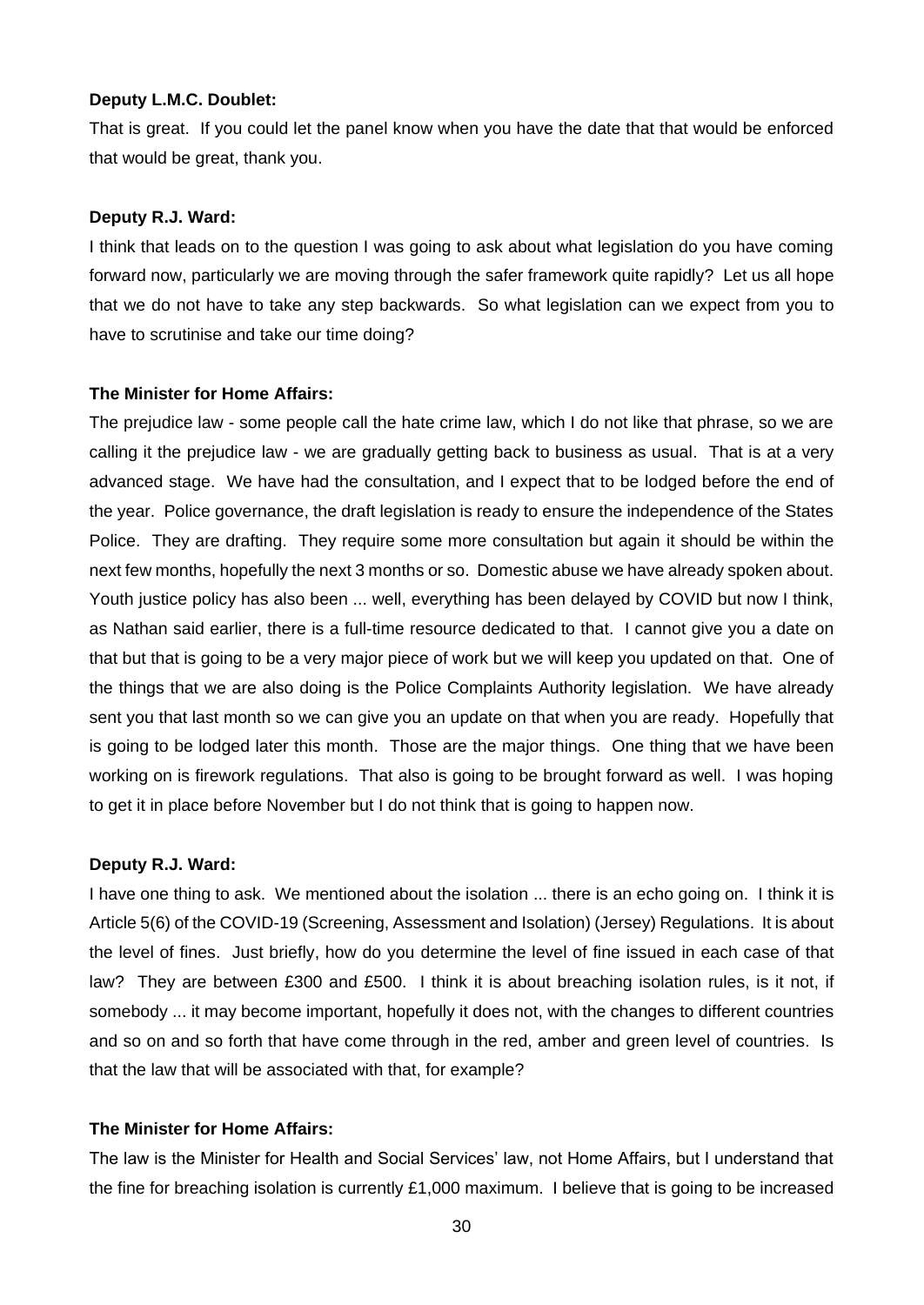**Deputy L.M.C. Doublet:**

That is great. If you could let the panel know when you have the date that that would be enforced that would be great, thank you.

**Deputy R.J. Ward:**

I think that leads on to the question I was going to ask about what legislation do you have coming forward now, particularly we are moving through the safer framework quite rapidly? Let us all hope that we do not have to take any step backwards. So what legislation can we expect from you to have to scrutinise and take our time doing?

**The Minister for Home Affairs:**

The prejudice law - some people call the hate crime law, which I do not like that phrase, so we are calling it the prejudice law - we are gradually getting back to business as usual. That is at a very advanced stage. We have had the consultation, and I expect that to be lodged before the end of the year. Police governance, the draft legislation is ready to ensure the independence of the States Police. They are drafting. They require some more consultation but again it should be within the next few months, hopefully the next 3 months or so. Domestic abuse we have already spoken about. Youth justice policy has also been ... well, everything has been delayed by COVID but now I think, as Nathan said earlier, there is a full-time resource dedicated to that. I cannot give you a date on that but that is going to be a very major piece of work but we will keep you updated on that. One of the things that we are also doing is the Police Complaints Authority legislation. We have already sent you that last month so we can give you an update on that when you are ready. Hopefully that is going to be lodged later this month. Those are the major things. One thing that we have been working on is firework regulations. That also is going to be brought forward as well. I was hoping to get it in place before November but I do not think that is going to happen now.

**Deputy R.J. Ward:**

I have one thing to ask. We mentioned about the isolation ... there is an echo going on. I think it is Article 5(6) of the COVID-19 (Screening, Assessment and Isolation) (Jersey) Regulations. It is about the level of fines. Just briefly, how do you determine the level of fine issued in each case of that law? They are between £300 and £500. I think it is about breaching isolation rules, is it not, if somebody ... it may become important, hopefully it does not, with the changes to different countries and so on and so forth that have come through in the red, amber and green level of countries. Is that the law that will be associated with that, for example?

**The Minister for Home Affairs:**

The law is the Minister for Health and Social Services' law, not Home Affairs, but I understand that the fine for breaching isolation is currently £1,000 maximum. I believe that is going to be increased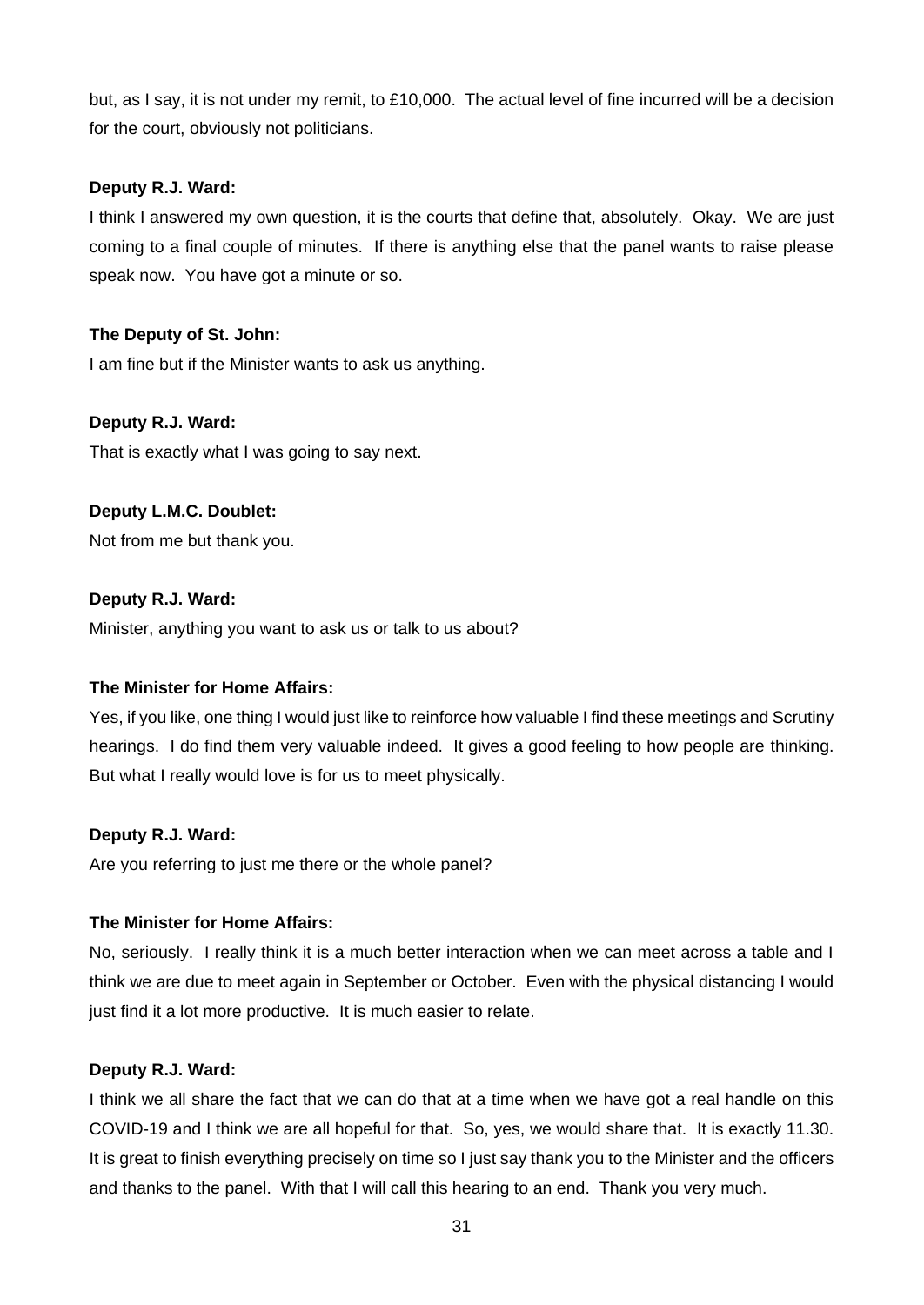but, as I say, it is not under my remit, to £10,000. The actual level of fine incurred will be a decision for the court, obviously not politicians.

**Deputy R.J. Ward:**

I think I answered my own question, it is the courts that define that, absolutely. Okay. We are just coming to a final couple of minutes. If there is anything else that the panel wants to raise please speak now. You have got a minute or so.

**The Deputy of St. John:**

I am fine but if the Minister wants to ask us anything.

**Deputy R.J. Ward:**

That is exactly what I was going to say next.

**Deputy L.M.C. Doublet:**

Not from me but thank you.

**Deputy R.J. Ward:**

Minister, anything you want to ask us or talk to us about?

**The Minister for Home Affairs:**

Yes, if you like, one thing I would just like to reinforce how valuable I find these meetings and Scrutiny hearings. I do find them very valuable indeed. It gives a good feeling to how people are thinking. But what I really would love is for us to meet physically.

**Deputy R.J. Ward:**

Are you referring to just me there or the whole panel?

**The Minister for Home Affairs:**

No, seriously. I really think it is a much better interaction when we can meet across a table and I think we are due to meet again in September or October. Even with the physical distancing I would just find it a lot more productive. It is much easier to relate.

**Deputy R.J. Ward:**

I think we all share the fact that we can do that at a time when we have got a real handle on this COVID-19 and I think we are all hopeful for that. So, yes, we would share that. It is exactly 11.30. It is great to finish everything precisely on time so I just say thank you to the Minister and the officers and thanks to the panel. With that I will call this hearing to an end. Thank you very much.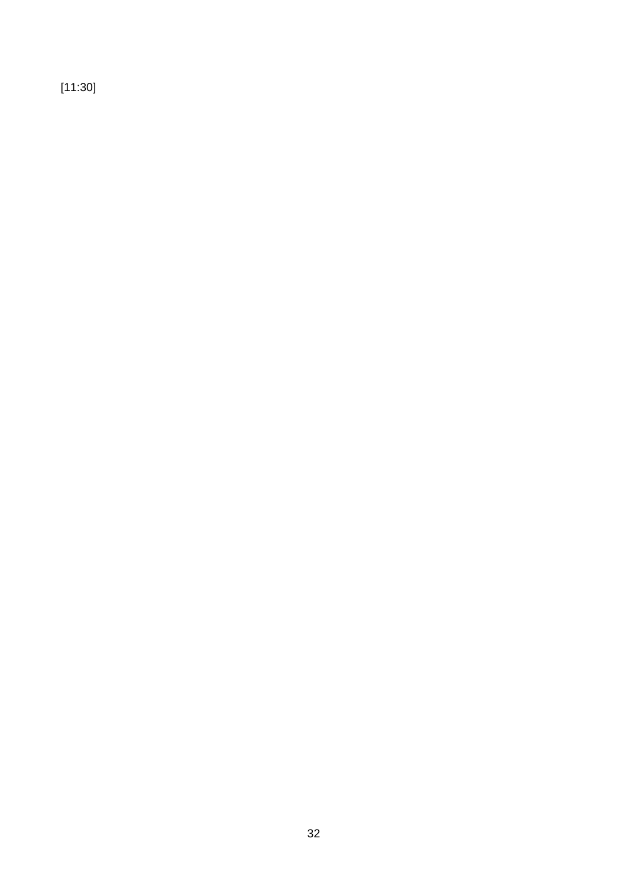[11:30]